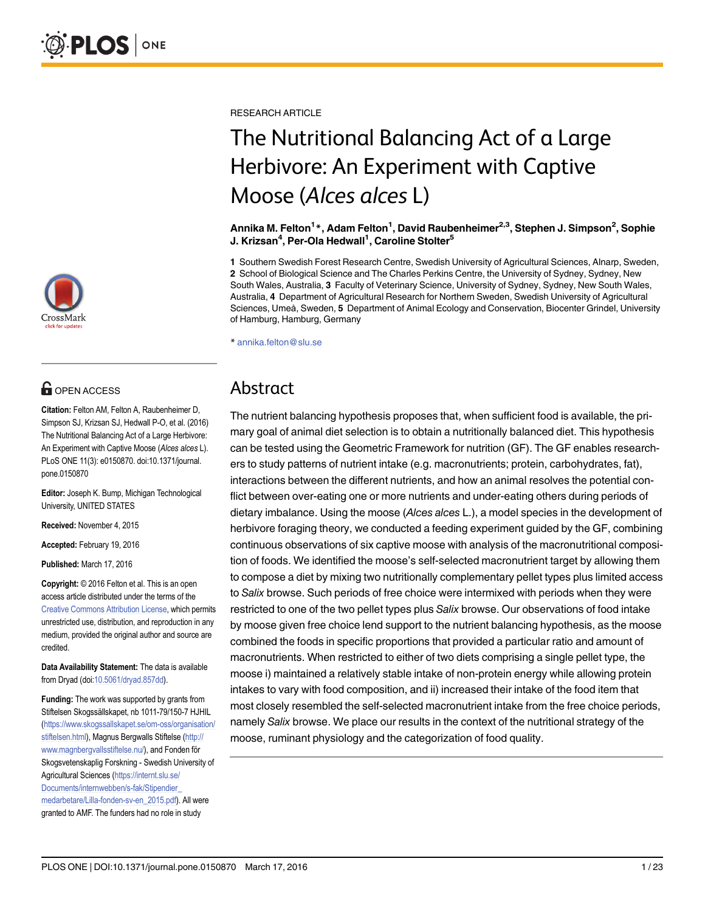RESEARCH ARTICLE

# The Nutritional Balancing Act of a Large Herbivore: An Experiment with Captive Moose (*Alces alces* L)

**Annika M. Felton[1]\*, Adam Felton[1], David Raubenheimer[2,3], Stephen J. Simpson[2], Sophie J. Krizsan[4], Per-Ola Hedwall[1], Caroline Stolter[5]**

**1** Southern Swedish Forest Research Centre, Swedish University of Agricultural Sciences, Alnarp, Sweden, **2** School of Biological Science and The Charles Perkins Centre, the University of Sydney, Sydney, New South Wales, Australia, **3** Faculty of Veterinary Science, University of Sydney, Sydney, New South Wales, Australia, **4** Department of Agricultural Research for Northern Sweden, Swedish University of Agricultural Sciences, Umeå, Sweden, **5** Department of Animal Ecology and Conservation, Biocenter Grindel, University of Hamburg, Hamburg, Germany

\* annika.felton@slu.se

**OPEN ACCESS**

**Citation:** Felton AM, Felton A, Raubenheimer D, Simpson SJ, Krizsan SJ, Hedwall P-O, et al. (2016) The Nutritional Balancing Act of a Large Herbivore: An Experiment with Captive Moose (*Alces alces* L). PLoS ONE 11(3): e0150870. doi:10.1371/journal.pone.0150870

**Editor:** Joseph K. Bump, Michigan Technological University, UNITED STATES

**Received:** November 4, 2015

**Accepted:** February 19, 2016

**Published:** March 17, 2016

**Copyright:** © 2016 Felton et al. This is an open access article distributed under the terms of the Creative Commons Attribution License, which permits unrestricted use, distribution, and reproduction in any medium, provided the original author and source are credited.

**Data Availability Statement:** The data is available from Dryad (doi:10.5061/dryad.857dd).

**Funding:** The work was supported by grants from Stiftelsen Skogssällskapet, nb 1011-79/150-7 HJHIL (https://www.skogssallskapet.se/om-oss/organisation/stiftelsen.html), Magnus Bergwalls Stiftelse (http://www.magnbergvallsstiftelse.nu/), and Fonden för Skogsvetenskaplig Forskning - Swedish University of Agricultural Sciences (https://internt.slu.se/Documents/internwebben/s-fak/Stipendier_medarbetare/Lilla-fonden-sv-en_2015.pdf). All were granted to AMF. The funders had no role in study

## Abstract

The nutrient balancing hypothesis proposes that, when sufficient food is available, the primary goal of animal diet selection is to obtain a nutritionally balanced diet. This hypothesis can be tested using the Geometric Framework for nutrition (GF). The GF enables researchers to study patterns of nutrient intake (e.g. macronutrients; protein, carbohydrates, fat), interactions between the different nutrients, and how an animal resolves the potential conflict between over-eating one or more nutrients and under-eating others during periods of dietary imbalance. Using the moose (*Alces alces* L.), a model species in the development of herbivore foraging theory, we conducted a feeding experiment guided by the GF, combining continuous observations of six captive moose with analysis of the macronutritional composition of foods. We identified the moose's self-selected macronutrient target by allowing them to compose a diet by mixing two nutritionally complementary pellet types plus limited access to *Salix* browse. Such periods of free choice were intermixed with periods when they were restricted to one of the two pellet types plus *Salix* browse. Our observations of food intake by moose given free choice lend support to the nutrient balancing hypothesis, as the moose combined the foods in specific proportions that provided a particular ratio and amount of macronutrients. When restricted to either of two diets comprising a single pellet type, the moose i) maintained a relatively stable intake of non-protein energy while allowing protein intakes to vary with food composition, and ii) increased their intake of the food item that most closely resembled the self-selected macronutrient intake from the free choice periods, namely *Salix* browse. We place our results in the context of the nutritional strategy of the moose, ruminant physiology and the categorization of food quality.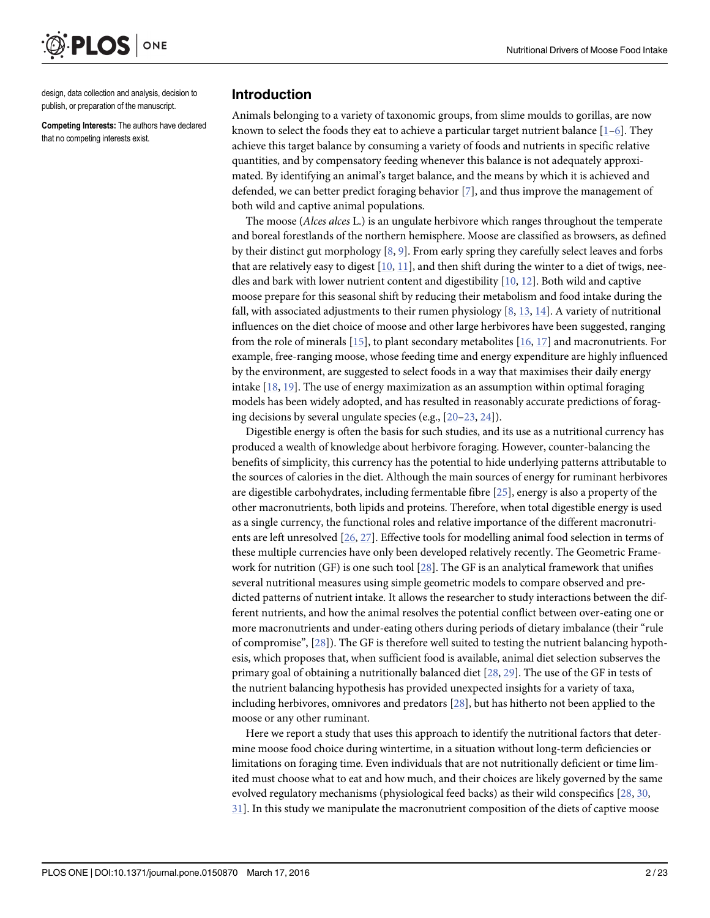design, data collection and analysis, decision to publish, or preparation of the manuscript.

**Competing Interests:** The authors have declared that no competing interests exist.

## Introduction

Animals belonging to a variety of taxonomic groups, from slime moulds to gorillas, are now known to select the foods they eat to achieve a particular target nutrient balance [1–6]. They achieve this target balance by consuming a variety of foods and nutrients in specific relative quantities, and by compensatory feeding whenever this balance is not adequately approximated. By identifying an animal's target balance, and the means by which it is achieved and defended, we can better predict foraging behavior [7], and thus improve the management of both wild and captive animal populations.

The moose (*Alces alces* L.) is an ungulate herbivore which ranges throughout the temperate and boreal forestlands of the northern hemisphere. Moose are classified as browsers, as defined by their distinct gut morphology [8, 9]. From early spring they carefully select leaves and forbs that are relatively easy to digest [10, 11], and then shift during the winter to a diet of twigs, needles and bark with lower nutrient content and digestibility [10, 12]. Both wild and captive moose prepare for this seasonal shift by reducing their metabolism and food intake during the fall, with associated adjustments to their rumen physiology [8, 13, 14]. A variety of nutritional influences on the diet choice of moose and other large herbivores have been suggested, ranging from the role of minerals [15], to plant secondary metabolites [16, 17] and macronutrients. For example, free-ranging moose, whose feeding time and energy expenditure are highly influenced by the environment, are suggested to select foods in a way that maximises their daily energy intake [18, 19]. The use of energy maximization as an assumption within optimal foraging models has been widely adopted, and has resulted in reasonably accurate predictions of foraging decisions by several ungulate species (e.g., [20–23, 24]).

Digestible energy is often the basis for such studies, and its use as a nutritional currency has produced a wealth of knowledge about herbivore foraging. However, counter-balancing the benefits of simplicity, this currency has the potential to hide underlying patterns attributable to the sources of calories in the diet. Although the main sources of energy for ruminant herbivores are digestible carbohydrates, including fermentable fibre [25], energy is also a property of the other macronutrients, both lipids and proteins. Therefore, when total digestible energy is used as a single currency, the functional roles and relative importance of the different macronutrients are left unresolved [26, 27]. Effective tools for modelling animal food selection in terms of these multiple currencies have only been developed relatively recently. The Geometric Framework for nutrition (GF) is one such tool [28]. The GF is an analytical framework that unifies several nutritional measures using simple geometric models to compare observed and predicted patterns of nutrient intake. It allows the researcher to study interactions between the different nutrients, and how the animal resolves the potential conflict between over-eating one or more macronutrients and under-eating others during periods of dietary imbalance (their "rule of compromise", [28]). The GF is therefore well suited to testing the nutrient balancing hypothesis, which proposes that, when sufficient food is available, animal diet selection subserves the primary goal of obtaining a nutritionally balanced diet [28, 29]. The use of the GF in tests of the nutrient balancing hypothesis has provided unexpected insights for a variety of taxa, including herbivores, omnivores and predators [28], but has hitherto not been applied to the moose or any other ruminant.

Here we report a study that uses this approach to identify the nutritional factors that determine moose food choice during wintertime, in a situation without long-term deficiencies or limitations on foraging time. Even individuals that are not nutritionally deficient or time limited must choose what to eat and how much, and their choices are likely governed by the same evolved regulatory mechanisms (physiological feed backs) as their wild conspecifics [28, 30, 31]. In this study we manipulate the macronutrient composition of the diets of captive moose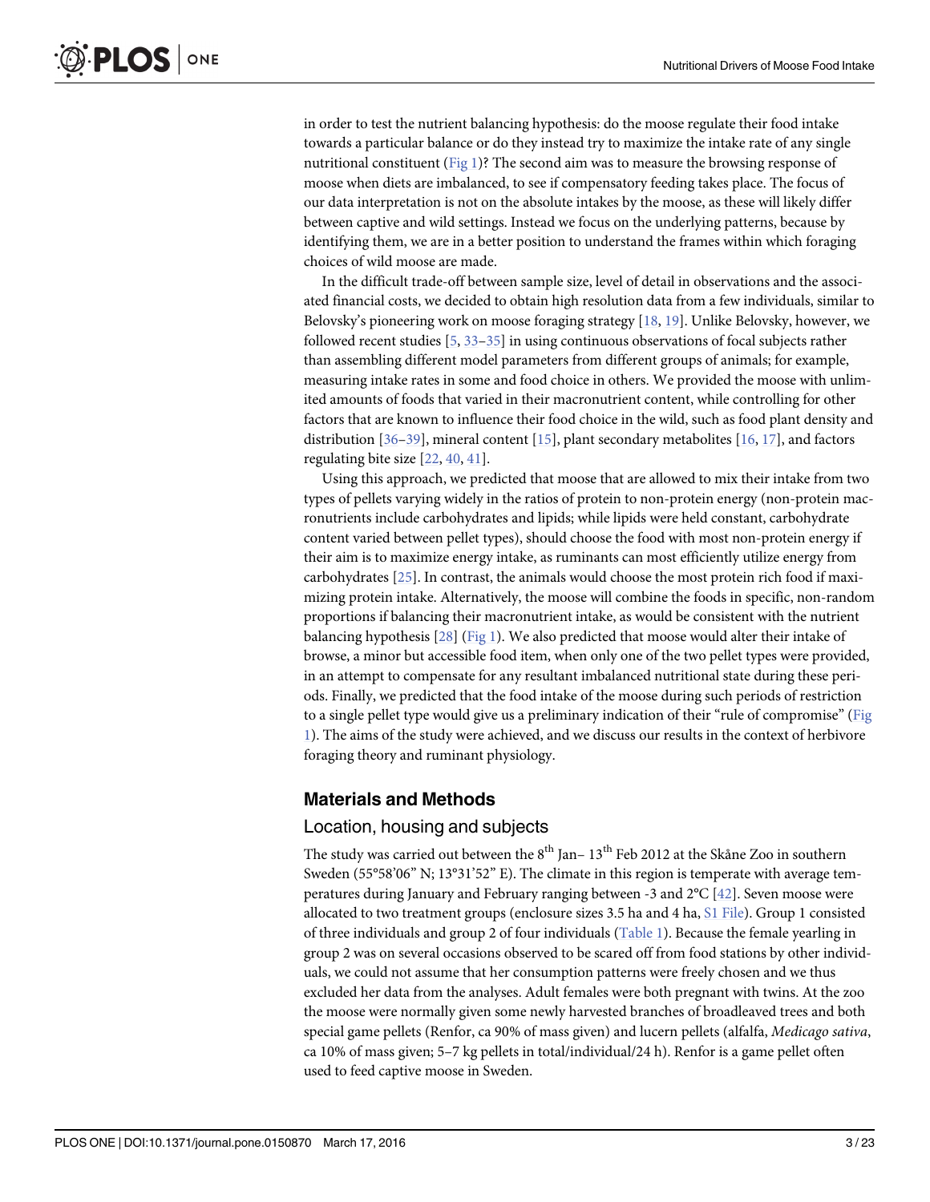in order to test the nutrient balancing hypothesis: do the moose regulate their food intake towards a particular balance or do they instead try to maximize the intake rate of any single nutritional constituent (Fig 1)? The second aim was to measure the browsing response of moose when diets are imbalanced, to see if compensatory feeding takes place. The focus of our data interpretation is not on the absolute intakes by the moose, as these will likely differ between captive and wild settings. Instead we focus on the underlying patterns, because by identifying them, we are in a better position to understand the frames within which foraging choices of wild moose are made.

In the difficult trade-off between sample size, level of detail in observations and the associated financial costs, we decided to obtain high resolution data from a few individuals, similar to Belovsky's pioneering work on moose foraging strategy [18, 19]. Unlike Belovsky, however, we followed recent studies [5, 33–35] in using continuous observations of focal subjects rather than assembling different model parameters from different groups of animals; for example, measuring intake rates in some and food choice in others. We provided the moose with unlimited amounts of foods that varied in their macronutrient content, while controlling for other factors that are known to influence their food choice in the wild, such as food plant density and distribution [36–39], mineral content [15], plant secondary metabolites [16, 17], and factors regulating bite size [22, 40, 41].

Using this approach, we predicted that moose that are allowed to mix their intake from two types of pellets varying widely in the ratios of protein to non-protein energy (non-protein macronutrients include carbohydrates and lipids; while lipids were held constant, carbohydrate content varied between pellet types), should choose the food with most non-protein energy if their aim is to maximize energy intake, as ruminants can most efficiently utilize energy from carbohydrates [25]. In contrast, the animals would choose the most protein rich food if maximizing protein intake. Alternatively, the moose will combine the foods in specific, non-random proportions if balancing their macronutrient intake, as would be consistent with the nutrient balancing hypothesis [28] (Fig 1). We also predicted that moose would alter their intake of browse, a minor but accessible food item, when only one of the two pellet types were provided, in an attempt to compensate for any resultant imbalanced nutritional state during these periods. Finally, we predicted that the food intake of the moose during such periods of restriction to a single pellet type would give us a preliminary indication of their "rule of compromise" (Fig 1). The aims of the study were achieved, and we discuss our results in the context of herbivore foraging theory and ruminant physiology.

## Materials and Methods

### Location, housing and subjects

The study was carried out between the 8th Jan– 13th Feb 2012 at the Skåne Zoo in southern Sweden (55°58'06" N; 13°31'52" E). The climate in this region is temperate with average temperatures during January and February ranging between -3 and 2°C [42]. Seven moose were allocated to two treatment groups (enclosure sizes 3.5 ha and 4 ha, S1 File). Group 1 consisted of three individuals and group 2 of four individuals (Table 1). Because the female yearling in group 2 was on several occasions observed to be scared off from food stations by other individuals, we could not assume that her consumption patterns were freely chosen and we thus excluded her data from the analyses. Adult females were both pregnant with twins. At the zoo the moose were normally given some newly harvested branches of broadleaved trees and both special game pellets (Renfor, ca 90% of mass given) and lucern pellets (alfalfa, *Medicago sativa*, ca 10% of mass given; 5–7 kg pellets in total/individual/24 h). Renfor is a game pellet often used to feed captive moose in Sweden.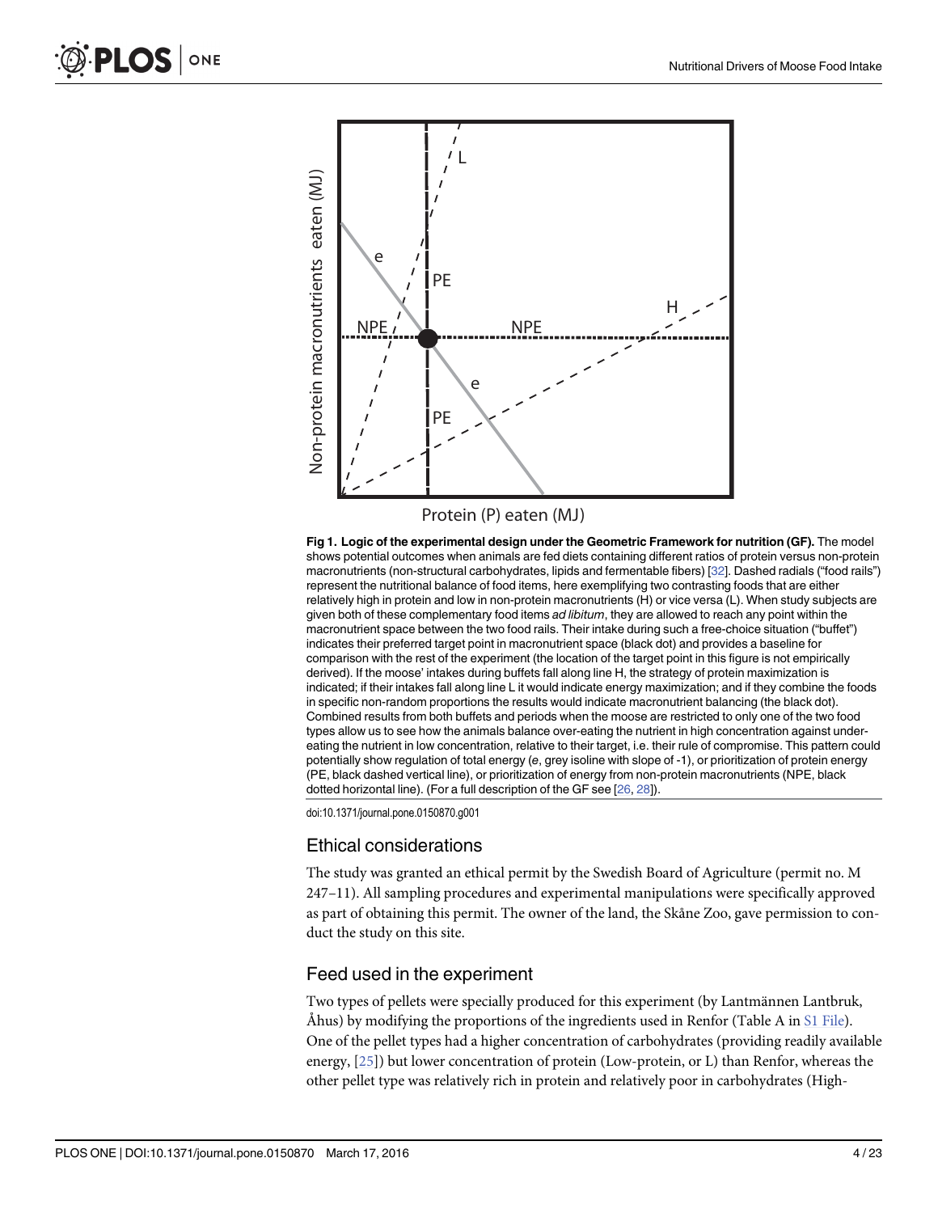Fig 1. Logic of the experimental design under the Geometric Framework for nutrition (GF). The model shows potential outcomes when animals are fed diets containing different ratios of protein versus non-protein macronutrients (non-structural carbohydrates, lipids and fermentable fibers) [32]. Dashed radials ("food rails") represent the nutritional balance of food items, here exemplifying two contrasting foods that are either relatively high in protein and low in non-protein macronutrients (H) or vice versa (L). When study subjects are given both of these complementary food items *ad libitum*, they are allowed to reach any point within the macronutrient space between the two food rails. Their intake during such a free-choice situation ("buffet") indicates their preferred target point in macronutrient space (black dot) and provides a baseline for comparison with the rest of the experiment (the location of the target point in this figure is not empirically derived). If the moose' intakes during buffets fall along line H, the strategy of protein maximization is indicated; if their intakes fall along line L it would indicate energy maximization; and if they combine the foods in specific non-random proportions the results would indicate macronutrient balancing (the black dot). Combined results from both buffets and periods when the moose are restricted to only one of the two food types allow us to see how the animals balance over-eating the nutrient in high concentration against under-eating the nutrient in low concentration, relative to their target, i.e. their rule of compromise. This pattern could potentially show regulation of total energy (*e*, grey isoline with slope of -1), or prioritization of protein energy (PE, black dashed vertical line), or prioritization of energy from non-protein macronutrients (NPE, black dotted horizontal line). (For a full description of the GF see [26, 28]).

doi:10.1371/journal.pone.0150870.g001

## Ethical considerations

The study was granted an ethical permit by the Swedish Board of Agriculture (permit no. M 247–11). All sampling procedures and experimental manipulations were specifically approved as part of obtaining this permit. The owner of the land, the Skåne Zoo, gave permission to conduct the study on this site.

## Feed used in the experiment

Two types of pellets were specially produced for this experiment (by Lantmännen Lantbruk, Åhus) by modifying the proportions of the ingredients used in Renfor (Table A in S1 File). One of the pellet types had a higher concentration of carbohydrates (providing readily available energy, [25]) but lower concentration of protein (Low-protein, or L) than Renfor, whereas the other pellet type was relatively rich in protein and relatively poor in carbohydrates (High-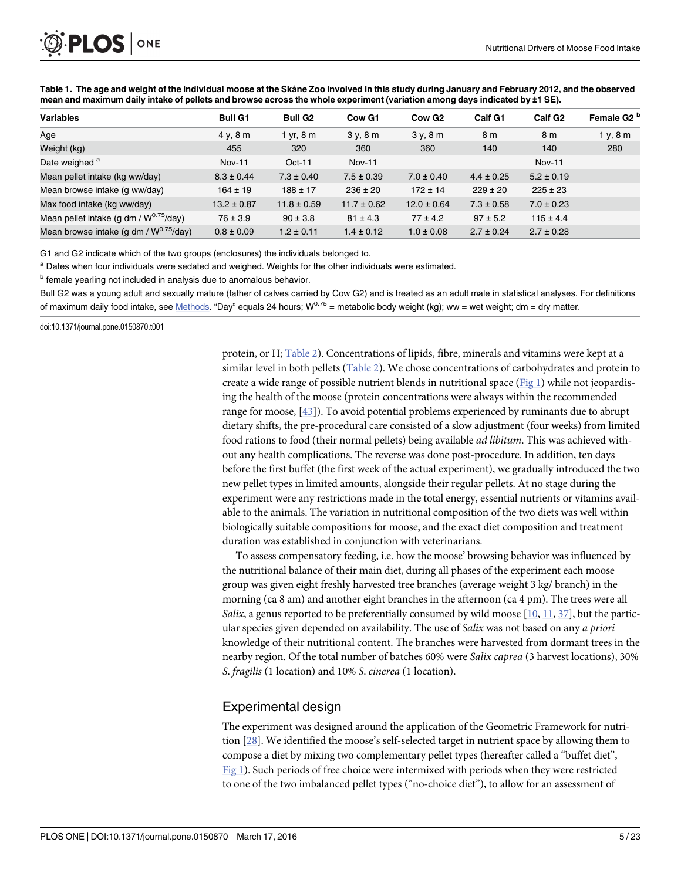**Table 1. The age and weight of the individual moose at the Skåne Zoo involved in this study during January and February 2012, and the observed mean and maximum daily intake of pellets and browse across the whole experiment (variation among days indicated by ±1 SE).**

| Variables | Bull G1 | Bull G2 | Cow G1 | Cow G2 | Calf G1 | Calf G2 | Female G2 [b] |
|---|---|---|---|---|---|---|---|
| Age | 4 y, 8 m | 1 yr, 8 m | 3 y, 8 m | 3 y, 8 m | 8 m | 8 m | 1 y, 8 m |
| Weight (kg) | 455 | 320 | 360 | 360 | 140 | 140 | 280 |
| Date weighed [a] | Nov-11 | Oct-11 | Nov-11 | | | Nov-11 | |
| Mean pellet intake (kg ww/day) | 8.3 ± 0.44 | 7.3 ± 0.40 | 7.5 ± 0.39 | 7.0 ± 0.40 | 4.4 ± 0.25 | 5.2 ± 0.19 | |
| Mean browse intake (g ww/day) | 164 ± 19 | 188 ± 17 | 236 ± 20 | 172 ± 14 | 229 ± 20 | 225 ± 23 | |
| Max food intake (kg ww/day) | 13.2 ± 0.87 | 11.8 ± 0.59 | 11.7 ± 0.62 | 12.0 ± 0.64 | 7.3 ± 0.58 | 7.0 ± 0.23 | |
| Mean pellet intake (g dm / $W^{0.75}$/day) | 76 ± 3.9 | 90 ± 3.8 | 81 ± 4.3 | 77 ± 4.2 | 97 ± 5.2 | 115 ± 4.4 | |
| Mean browse intake (g dm / $W^{0.75}$/day) | 0.8 ± 0.09 | 1.2 ± 0.11 | 1.4 ± 0.12 | 1.0 ± 0.08 | 2.7 ± 0.24 | 2.7 ± 0.28 | |

G1 and G2 indicate which of the two groups (enclosures) the individuals belonged to.

[a] Dates when four individuals were sedated and weighed. Weights for the other individuals were estimated.

[b] female yearling not included in analysis due to anomalous behavior.

Bull G2 was a young adult and sexually mature (father of calves carried by Cow G2) and is treated as an adult male in statistical analyses. For definitions of maximum daily food intake, see Methods. "Day" equals 24 hours; $W^{0.75}$ = metabolic body weight (kg); ww = wet weight; dm = dry matter.

doi:10.1371/journal.pone.0150870.t001

protein, or H; Table 2). Concentrations of lipids, fibre, minerals and vitamins were kept at a similar level in both pellets (Table 2). We chose concentrations of carbohydrates and protein to create a wide range of possible nutrient blends in nutritional space (Fig 1) while not jeopardising the health of the moose (protein concentrations were always within the recommended range for moose, [43]). To avoid potential problems experienced by ruminants due to abrupt dietary shifts, the pre-procedural care consisted of a slow adjustment (four weeks) from limited food rations to food (their normal pellets) being available *ad libitum*. This was achieved without any health complications. The reverse was done post-procedure. In addition, ten days before the first buffet (the first week of the actual experiment), we gradually introduced the two new pellet types in limited amounts, alongside their regular pellets. At no stage during the experiment were any restrictions made in the total energy, essential nutrients or vitamins available to the animals. The variation in nutritional composition of the two diets was well within biologically suitable compositions for moose, and the exact diet composition and treatment duration was established in conjunction with veterinarians.

To assess compensatory feeding, i.e. how the moose' browsing behavior was influenced by the nutritional balance of their main diet, during all phases of the experiment each moose group was given eight freshly harvested tree branches (average weight 3 kg/ branch) in the morning (ca 8 am) and another eight branches in the afternoon (ca 4 pm). The trees were all *Salix*, a genus reported to be preferentially consumed by wild moose [10, 11, 37], but the particular species given depended on availability. The use of *Salix* was not based on any *a priori* knowledge of their nutritional content. The branches were harvested from dormant trees in the nearby region. Of the total number of batches 60% were *Salix caprea* (3 harvest locations), 30% *S. fragilis* (1 location) and 10% *S. cinerea* (1 location).

## Experimental design

The experiment was designed around the application of the Geometric Framework for nutrition [28]. We identified the moose's self-selected target in nutrient space by allowing them to compose a diet by mixing two complementary pellet types (hereafter called a "buffet diet", Fig 1). Such periods of free choice were intermixed with periods when they were restricted to one of the two imbalanced pellet types ("no-choice diet"), to allow for an assessment of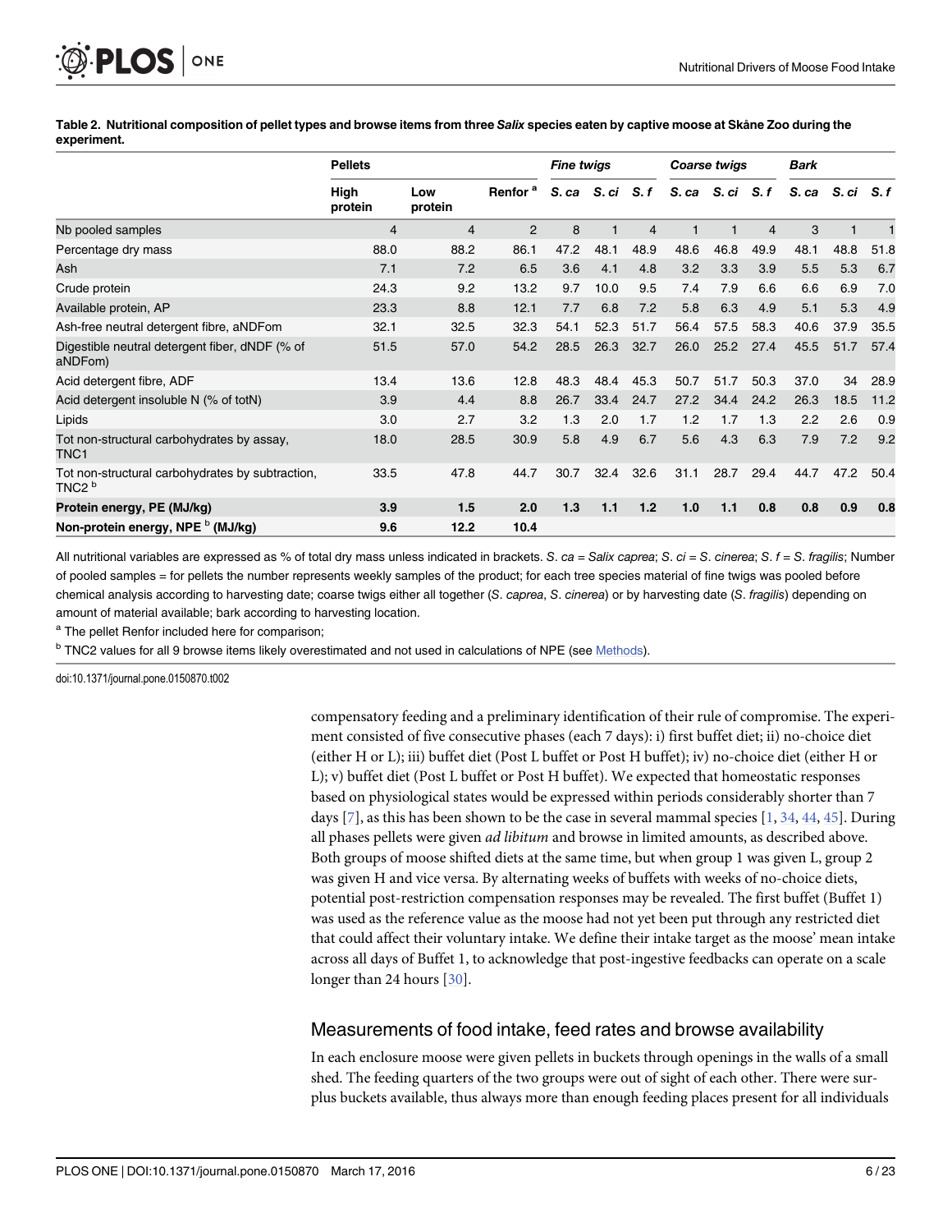**Table 2. Nutritional composition of pellet types and browse items from three *Salix* species eaten by captive moose at Skåne Zoo during the experiment.**

| | Pellets | | | Fine twigs | | | Coarse twigs | | | Bark | | |
|---|---|---|---|---|---|---|---|---|---|---|---|---|
| | High protein | Low protein | Renfor [a] | *S. ca* | *S. ci* | *S. f* | *S. ca* | *S. ci* | *S. f* | *S. ca* | *S. ci* | *S. f* |
| Nb pooled samples | 4 | 4 | 2 | 8 | 1 | 4 | 1 | 1 | 4 | 3 | 1 | 1 |
| Percentage dry mass | 88.0 | 88.2 | 86.1 | 47.2 | 48.1 | 48.9 | 48.6 | 46.8 | 49.9 | 48.1 | 48.8 | 51.8 |
| Ash | 7.1 | 7.2 | 6.5 | 3.6 | 4.1 | 4.8 | 3.2 | 3.3 | 3.9 | 5.5 | 5.3 | 6.7 |
| Crude protein | 24.3 | 9.2 | 13.2 | 9.7 | 10.0 | 9.5 | 7.4 | 7.9 | 6.6 | 6.6 | 6.9 | 7.0 |
| Available protein, AP | 23.3 | 8.8 | 12.1 | 7.7 | 6.8 | 7.2 | 5.8 | 6.3 | 4.9 | 5.1 | 5.3 | 4.9 |
| Ash-free neutral detergent fibre, aNDFom | 32.1 | 32.5 | 32.3 | 54.1 | 52.3 | 51.7 | 56.4 | 57.5 | 58.3 | 40.6 | 37.9 | 35.5 |
| Digestible neutral detergent fiber, dNDF (% of aNDFom) | 51.5 | 57.0 | 54.2 | 28.5 | 26.3 | 32.7 | 26.0 | 25.2 | 27.4 | 45.5 | 51.7 | 57.4 |
| Acid detergent fibre, ADF | 13.4 | 13.6 | 12.8 | 48.3 | 48.4 | 45.3 | 50.7 | 51.7 | 50.3 | 37.0 | 34 | 28.9 |
| Acid detergent insoluble N (% of totN) | 3.9 | 4.4 | 8.8 | 26.7 | 33.4 | 24.7 | 27.2 | 34.4 | 24.2 | 26.3 | 18.5 | 11.2 |
| Lipids | 3.0 | 2.7 | 3.2 | 1.3 | 2.0 | 1.7 | 1.2 | 1.7 | 1.3 | 2.2 | 2.6 | 0.9 |
| Tot non-structural carbohydrates by assay, TNC1 | 18.0 | 28.5 | 30.9 | 5.8 | 4.9 | 6.7 | 5.6 | 4.3 | 6.3 | 7.9 | 7.2 | 9.2 |
| Tot non-structural carbohydrates by subtraction, TNC2 [b] | 33.5 | 47.8 | 44.7 | 30.7 | 32.4 | 32.6 | 31.1 | 28.7 | 29.4 | 44.7 | 47.2 | 50.4 |
| **Protein energy, PE (MJ/kg)** | **3.9** | **1.5** | **2.0** | **1.3** | **1.1** | **1.2** | **1.0** | **1.1** | **0.8** | **0.8** | **0.9** | **0.8** |
| **Non-protein energy, NPE [b] (MJ/kg)** | **9.6** | **12.2** | **10.4** | | | | | | | | | |

All nutritional variables are expressed as % of total dry mass unless indicated in brackets. *S. ca* = *Salix caprea*; *S. ci* = *S. cinerea*; *S. f* = *S. fragilis*; Number of pooled samples = for pellets the number represents weekly samples of the product; for each tree species material of fine twigs was pooled before chemical analysis according to harvesting date; coarse twigs either all together (*S. caprea*, *S. cinerea*) or by harvesting date (*S. fragilis*) depending on amount of material available; bark according to harvesting location.

[a] The pellet Renfor included here for comparison;

[b] TNC2 values for all 9 browse items likely overestimated and not used in calculations of NPE (see Methods).

doi:10.1371/journal.pone.0150870.t002

compensatory feeding and a preliminary identification of their rule of compromise. The experiment consisted of five consecutive phases (each 7 days): i) first buffet diet; ii) no-choice diet (either H or L); iii) buffet diet (Post L buffet or Post H buffet); iv) no-choice diet (either H or L); v) buffet diet (Post L buffet or Post H buffet). We expected that homeostatic responses based on physiological states would be expressed within periods considerably shorter than 7 days [7], as this has been shown to be the case in several mammal species [1, 34, 44, 45]. During all phases pellets were given *ad libitum* and browse in limited amounts, as described above. Both groups of moose shifted diets at the same time, but when group 1 was given L, group 2 was given H and vice versa. By alternating weeks of buffets with weeks of no-choice diets, potential post-restriction compensation responses may be revealed. The first buffet (Buffet 1) was used as the reference value as the moose had not yet been put through any restricted diet that could affect their voluntary intake. We define their intake target as the moose' mean intake across all days of Buffet 1, to acknowledge that post-ingestive feedbacks can operate on a scale longer than 24 hours [30].

## Measurements of food intake, feed rates and browse availability

In each enclosure moose were given pellets in buckets through openings in the walls of a small shed. The feeding quarters of the two groups were out of sight of each other. There were surplus buckets available, thus always more than enough feeding places present for all individuals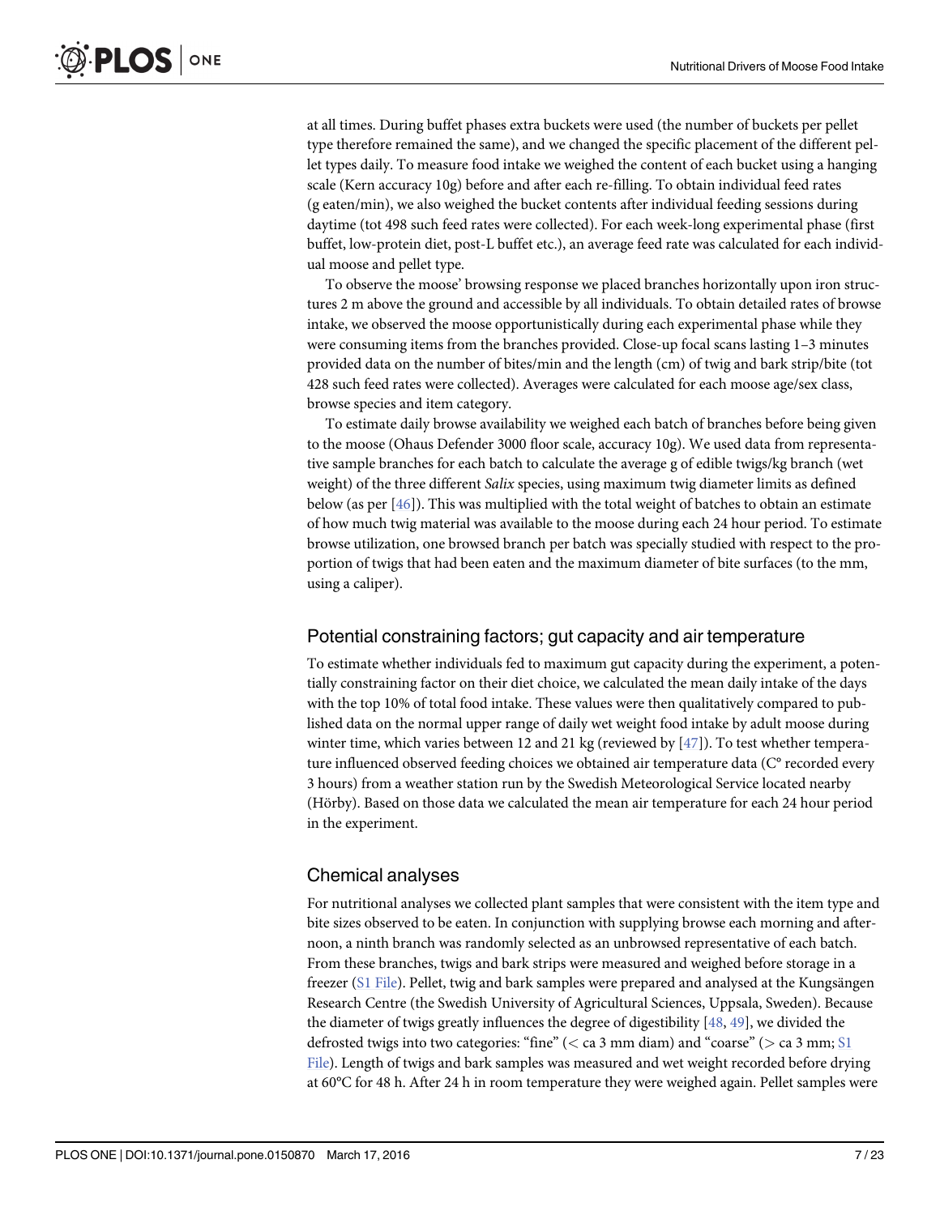at all times. During buffet phases extra buckets were used (the number of buckets per pellet type therefore remained the same), and we changed the specific placement of the different pellet types daily. To measure food intake we weighed the content of each bucket using a hanging scale (Kern accuracy 10g) before and after each re-filling. To obtain individual feed rates (g eaten/min), we also weighed the bucket contents after individual feeding sessions during daytime (tot 498 such feed rates were collected). For each week-long experimental phase (first buffet, low-protein diet, post-L buffet etc.), an average feed rate was calculated for each individual moose and pellet type.

To observe the moose' browsing response we placed branches horizontally upon iron structures 2 m above the ground and accessible by all individuals. To obtain detailed rates of browse intake, we observed the moose opportunistically during each experimental phase while they were consuming items from the branches provided. Close-up focal scans lasting 1–3 minutes provided data on the number of bites/min and the length (cm) of twig and bark strip/bite (tot 428 such feed rates were collected). Averages were calculated for each moose age/sex class, browse species and item category.

To estimate daily browse availability we weighed each batch of branches before being given to the moose (Ohaus Defender 3000 floor scale, accuracy 10g). We used data from representative sample branches for each batch to calculate the average g of edible twigs/kg branch (wet weight) of the three different *Salix* species, using maximum twig diameter limits as defined below (as per [46]). This was multiplied with the total weight of batches to obtain an estimate of how much twig material was available to the moose during each 24 hour period. To estimate browse utilization, one browsed branch per batch was specially studied with respect to the proportion of twigs that had been eaten and the maximum diameter of bite surfaces (to the mm, using a caliper).

## Potential constraining factors; gut capacity and air temperature

To estimate whether individuals fed to maximum gut capacity during the experiment, a potentially constraining factor on their diet choice, we calculated the mean daily intake of the days with the top 10% of total food intake. These values were then qualitatively compared to published data on the normal upper range of daily wet weight food intake by adult moose during winter time, which varies between 12 and 21 kg (reviewed by [47]). To test whether temperature influenced observed feeding choices we obtained air temperature data (C° recorded every 3 hours) from a weather station run by the Swedish Meteorological Service located nearby (Hörby). Based on those data we calculated the mean air temperature for each 24 hour period in the experiment.

## Chemical analyses

For nutritional analyses we collected plant samples that were consistent with the item type and bite sizes observed to be eaten. In conjunction with supplying browse each morning and afternoon, a ninth branch was randomly selected as an unbrowsed representative of each batch. From these branches, twigs and bark strips were measured and weighed before storage in a freezer (S1 File). Pellet, twig and bark samples were prepared and analysed at the Kungsängen Research Centre (the Swedish University of Agricultural Sciences, Uppsala, Sweden). Because the diameter of twigs greatly influences the degree of digestibility [48, 49], we divided the defrosted twigs into two categories: "fine" (< ca 3 mm diam) and "coarse" (> ca 3 mm; S1 File). Length of twigs and bark samples was measured and wet weight recorded before drying at 60°C for 48 h. After 24 h in room temperature they were weighed again. Pellet samples were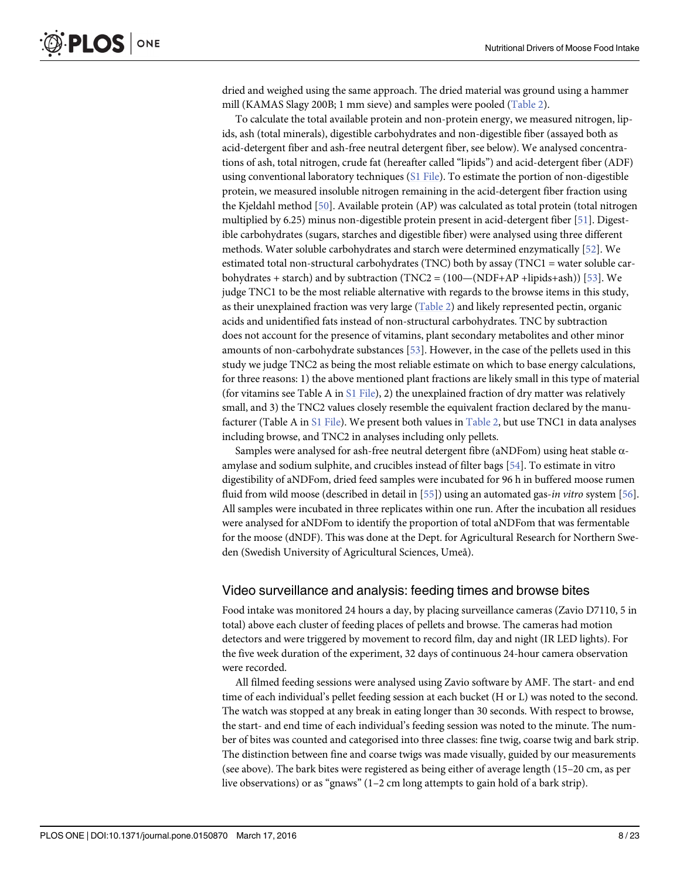dried and weighed using the same approach. The dried material was ground using a hammer mill (KAMAS Slagy 200B; 1 mm sieve) and samples were pooled (Table 2).

To calculate the total available protein and non-protein energy, we measured nitrogen, lipids, ash (total minerals), digestible carbohydrates and non-digestible fiber (assayed both as acid-detergent fiber and ash-free neutral detergent fiber, see below). We analysed concentrations of ash, total nitrogen, crude fat (hereafter called "lipids") and acid-detergent fiber (ADF) using conventional laboratory techniques (S1 File). To estimate the portion of non-digestible protein, we measured insoluble nitrogen remaining in the acid-detergent fiber fraction using the Kjeldahl method [50]. Available protein (AP) was calculated as total protein (total nitrogen multiplied by 6.25) minus non-digestible protein present in acid-detergent fiber [51]. Digestible carbohydrates (sugars, starches and digestible fiber) were analysed using three different methods. Water soluble carbohydrates and starch were determined enzymatically [52]. We estimated total non-structural carbohydrates (TNC) both by assay (TNC1 = water soluble carbohydrates + starch) and by subtraction (TNC2 = (100—(NDF+AP +lipids+ash)) [53]. We judge TNC1 to be the most reliable alternative with regards to the browse items in this study, as their unexplained fraction was very large (Table 2) and likely represented pectin, organic acids and unidentified fats instead of non-structural carbohydrates. TNC by subtraction does not account for the presence of vitamins, plant secondary metabolites and other minor amounts of non-carbohydrate substances [53]. However, in the case of the pellets used in this study we judge TNC2 as being the most reliable estimate on which to base energy calculations, for three reasons: 1) the above mentioned plant fractions are likely small in this type of material (for vitamins see Table A in S1 File), 2) the unexplained fraction of dry matter was relatively small, and 3) the TNC2 values closely resemble the equivalent fraction declared by the manufacturer (Table A in S1 File). We present both values in Table 2, but use TNC1 in data analyses including browse, and TNC2 in analyses including only pellets.

Samples were analysed for ash-free neutral detergent fibre (aNDFom) using heat stable $\alpha$-amylase and sodium sulphite, and crucibles instead of filter bags [54]. To estimate in vitro digestibility of aNDFom, dried feed samples were incubated for 96 h in buffered moose rumen fluid from wild moose (described in detail in [55]) using an automated gas-*in vitro* system [56]. All samples were incubated in three replicates within one run. After the incubation all residues were analysed for aNDFom to identify the proportion of total aNDFom that was fermentable for the moose (dNDF). This was done at the Dept. for Agricultural Research for Northern Sweden (Swedish University of Agricultural Sciences, Umeå).

## Video surveillance and analysis: feeding times and browse bites

Food intake was monitored 24 hours a day, by placing surveillance cameras (Zavio D7110, 5 in total) above each cluster of feeding places of pellets and browse. The cameras had motion detectors and were triggered by movement to record film, day and night (IR LED lights). For the five week duration of the experiment, 32 days of continuous 24-hour camera observation were recorded.

All filmed feeding sessions were analysed using Zavio software by AMF. The start- and end time of each individual's pellet feeding session at each bucket (H or L) was noted to the second. The watch was stopped at any break in eating longer than 30 seconds. With respect to browse, the start- and end time of each individual's feeding session was noted to the minute. The number of bites was counted and categorised into three classes: fine twig, coarse twig and bark strip. The distinction between fine and coarse twigs was made visually, guided by our measurements (see above). The bark bites were registered as being either of average length (15–20 cm, as per live observations) or as "gnaws" (1–2 cm long attempts to gain hold of a bark strip).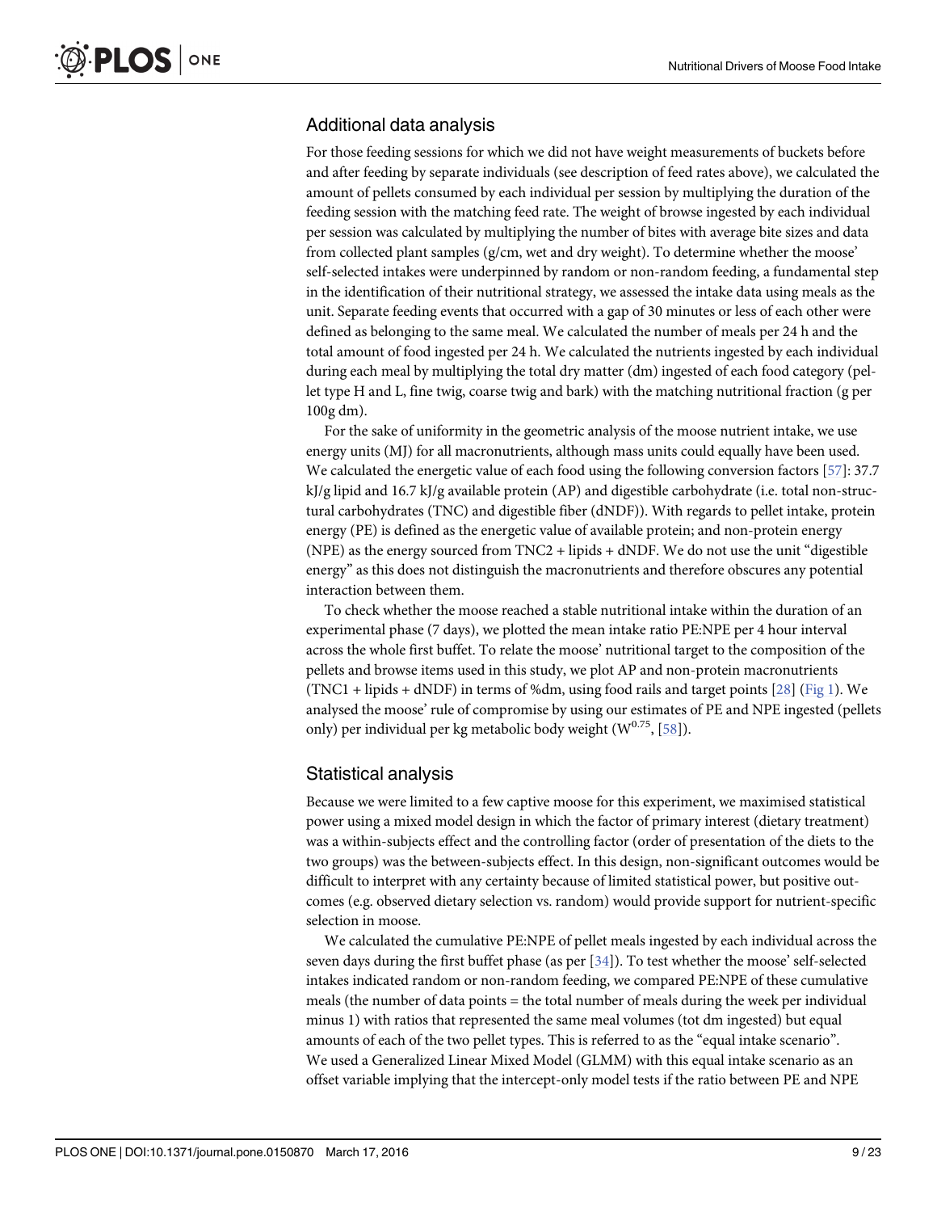## Additional data analysis

For those feeding sessions for which we did not have weight measurements of buckets before and after feeding by separate individuals (see description of feed rates above), we calculated the amount of pellets consumed by each individual per session by multiplying the duration of the feeding session with the matching feed rate. The weight of browse ingested by each individual per session was calculated by multiplying the number of bites with average bite sizes and data from collected plant samples (g/cm, wet and dry weight). To determine whether the moose' self-selected intakes were underpinned by random or non-random feeding, a fundamental step in the identification of their nutritional strategy, we assessed the intake data using meals as the unit. Separate feeding events that occurred with a gap of 30 minutes or less of each other were defined as belonging to the same meal. We calculated the number of meals per 24 h and the total amount of food ingested per 24 h. We calculated the nutrients ingested by each individual during each meal by multiplying the total dry matter (dm) ingested of each food category (pellet type H and L, fine twig, coarse twig and bark) with the matching nutritional fraction (g per 100g dm).

For the sake of uniformity in the geometric analysis of the moose nutrient intake, we use energy units (MJ) for all macronutrients, although mass units could equally have been used. We calculated the energetic value of each food using the following conversion factors [57]: 37.7 kJ/g lipid and 16.7 kJ/g available protein (AP) and digestible carbohydrate (i.e. total non-structural carbohydrates (TNC) and digestible fiber (dNDF)). With regards to pellet intake, protein energy (PE) is defined as the energetic value of available protein; and non-protein energy (NPE) as the energy sourced from TNC2 + lipids + dNDF. We do not use the unit "digestible energy" as this does not distinguish the macronutrients and therefore obscures any potential interaction between them.

To check whether the moose reached a stable nutritional intake within the duration of an experimental phase (7 days), we plotted the mean intake ratio PE:NPE per 4 hour interval across the whole first buffet. To relate the moose' nutritional target to the composition of the pellets and browse items used in this study, we plot AP and non-protein macronutrients (TNC1 + lipids + dNDF) in terms of %dm, using food rails and target points [28] (Fig 1). We analysed the moose' rule of compromise by using our estimates of PE and NPE ingested (pellets only) per individual per kg metabolic body weight ($W^{0.75}$, [58]).

## Statistical analysis

Because we were limited to a few captive moose for this experiment, we maximised statistical power using a mixed model design in which the factor of primary interest (dietary treatment) was a within-subjects effect and the controlling factor (order of presentation of the diets to the two groups) was the between-subjects effect. In this design, non-significant outcomes would be difficult to interpret with any certainty because of limited statistical power, but positive outcomes (e.g. observed dietary selection vs. random) would provide support for nutrient-specific selection in moose.

We calculated the cumulative PE:NPE of pellet meals ingested by each individual across the seven days during the first buffet phase (as per [34]). To test whether the moose' self-selected intakes indicated random or non-random feeding, we compared PE:NPE of these cumulative meals (the number of data points = the total number of meals during the week per individual minus 1) with ratios that represented the same meal volumes (tot dm ingested) but equal amounts of each of the two pellet types. This is referred to as the "equal intake scenario". We used a Generalized Linear Mixed Model (GLMM) with this equal intake scenario as an offset variable implying that the intercept-only model tests if the ratio between PE and NPE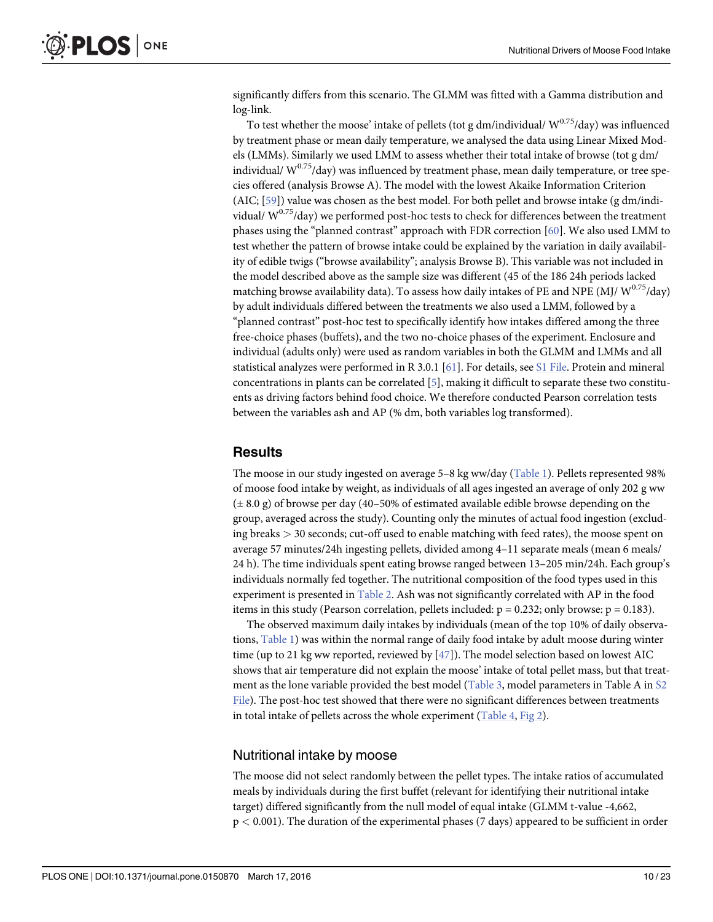significantly differs from this scenario. The GLMM was fitted with a Gamma distribution and log-link.

To test whether the moose' intake of pellets (tot g dm/individual/ $W^{0.75}$/day) was influenced by treatment phase or mean daily temperature, we analysed the data using Linear Mixed Models (LMMs). Similarly we used LMM to assess whether their total intake of browse (tot g dm/individual/ $W^{0.75}$/day) was influenced by treatment phase, mean daily temperature, or tree species offered (analysis Browse A). The model with the lowest Akaike Information Criterion (AIC; [59]) value was chosen as the best model. For both pellet and browse intake (g dm/individual/ $W^{0.75}$/day) we performed post-hoc tests to check for differences between the treatment phases using the "planned contrast" approach with FDR correction [60]. We also used LMM to test whether the pattern of browse intake could be explained by the variation in daily availability of edible twigs ("browse availability"; analysis Browse B). This variable was not included in the model described above as the sample size was different (45 of the 186 24h periods lacked matching browse availability data). To assess how daily intakes of PE and NPE (MJ/ $W^{0.75}$/day) by adult individuals differed between the treatments we also used a LMM, followed by a "planned contrast" post-hoc test to specifically identify how intakes differed among the three free-choice phases (buffets), and the two no-choice phases of the experiment. Enclosure and individual (adults only) were used as random variables in both the GLMM and LMMs and all statistical analyzes were performed in R 3.0.1 [61]. For details, see S1 File. Protein and mineral concentrations in plants can be correlated [5], making it difficult to separate these two constituents as driving factors behind food choice. We therefore conducted Pearson correlation tests between the variables ash and AP (% dm, both variables log transformed).

## Results

The moose in our study ingested on average 5–8 kg ww/day (Table 1). Pellets represented 98% of moose food intake by weight, as individuals of all ages ingested an average of only 202 g ww (± 8.0 g) of browse per day (40–50% of estimated available edible browse depending on the group, averaged across the study). Counting only the minutes of actual food ingestion (excluding breaks > 30 seconds; cut-off used to enable matching with feed rates), the moose spent on average 57 minutes/24h ingesting pellets, divided among 4–11 separate meals (mean 6 meals/24 h). The time individuals spent eating browse ranged between 13–205 min/24h. Each group's individuals normally fed together. The nutritional composition of the food types used in this experiment is presented in Table 2. Ash was not significantly correlated with AP in the food items in this study (Pearson correlation, pellets included: $p = 0.232$; only browse: $p = 0.183$).

The observed maximum daily intakes by individuals (mean of the top 10% of daily observations, Table 1) was within the normal range of daily food intake by adult moose during winter time (up to 21 kg ww reported, reviewed by [47]). The model selection based on lowest AIC shows that air temperature did not explain the moose' intake of total pellet mass, but that treatment as the lone variable provided the best model (Table 3, model parameters in Table A in S2 File). The post-hoc test showed that there were no significant differences between treatments in total intake of pellets across the whole experiment (Table 4, Fig 2).

### Nutritional intake by moose

The moose did not select randomly between the pellet types. The intake ratios of accumulated meals by individuals during the first buffet (relevant for identifying their nutritional intake target) differed significantly from the null model of equal intake (GLMM t-value -4,662, $p < 0.001$). The duration of the experimental phases (7 days) appeared to be sufficient in order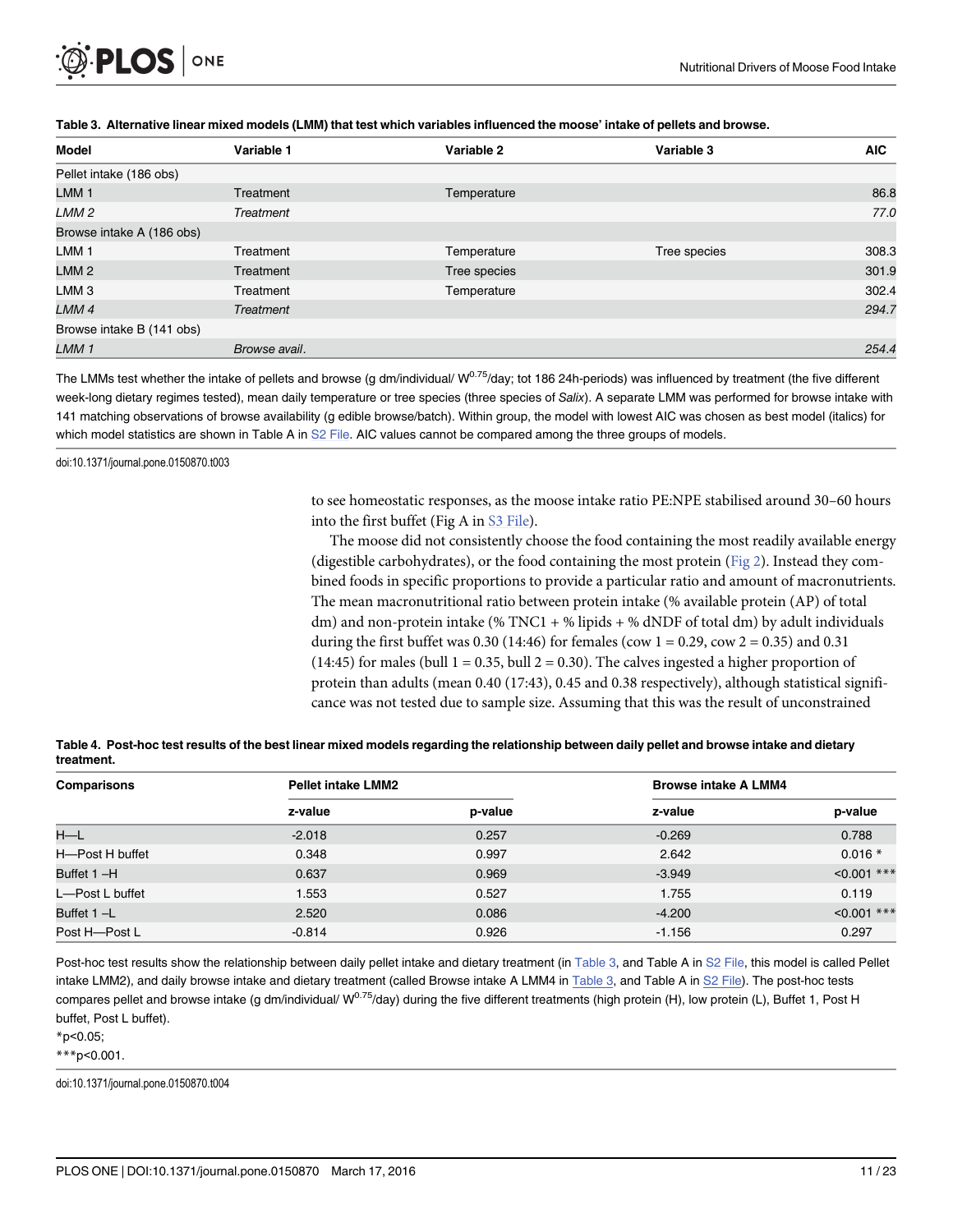**Table 3. Alternative linear mixed models (LMM) that test which variables influenced the moose' intake of pellets and browse.**

| Model | Variable 1 | Variable 2 | Variable 3 | AIC |
|---|---|---|---|---|
| Pellet intake (186 obs) | | | | |
| LMM 1 | Treatment | Temperature | | 86.8 |
| *LMM 2* | *Treatment* | | | *77.0* |
| Browse intake A (186 obs) | | | | |
| LMM 1 | Treatment | Temperature | Tree species | 308.3 |
| LMM 2 | Treatment | Tree species | | 301.9 |
| LMM 3 | Treatment | Temperature | | 302.4 |
| *LMM 4* | *Treatment* | | | *294.7* |
| Browse intake B (141 obs) | | | | |
| *LMM 1* | *Browse avail.* | | | *254.4* |

The LMMs test whether the intake of pellets and browse (g dm/individual/ $W^{0.75}$/day; tot 186 24h-periods) was influenced by treatment (the five different week-long dietary regimes tested), mean daily temperature or tree species (three species of *Salix*). A separate LMM was performed for browse intake with 141 matching observations of browse availability (g edible browse/batch). Within group, the model with lowest AIC was chosen as best model (italics) for which model statistics are shown in Table A in S2 File. AIC values cannot be compared among the three groups of models.

doi:10.1371/journal.pone.0150870.t003

to see homeostatic responses, as the moose intake ratio PE:NPE stabilised around 30–60 hours into the first buffet (Fig A in S3 File).

The moose did not consistently choose the food containing the most readily available energy (digestible carbohydrates), or the food containing the most protein (Fig 2). Instead they combined foods in specific proportions to provide a particular ratio and amount of macronutrients. The mean macronutritional ratio between protein intake (% available protein (AP) of total dm) and non-protein intake (% TNC1 + % lipids + % dNDF of total dm) by adult individuals during the first buffet was 0.30 (14:46) for females (cow 1 = 0.29, cow 2 = 0.35) and 0.31 (14:45) for males (bull 1 = 0.35, bull 2 = 0.30). The calves ingested a higher proportion of protein than adults (mean 0.40 (17:43), 0.45 and 0.38 respectively), although statistical significance was not tested due to sample size. Assuming that this was the result of unconstrained

**Table 4. Post-hoc test results of the best linear mixed models regarding the relationship between daily pellet and browse intake and dietary treatment.**

| Comparisons | Pellet intake LMM2 | | Browse intake A LMM4 | |
|---|---|---|---|---|
| | z-value | p-value | z-value | p-value |
| H—L | -2.018 | 0.257 | -0.269 | 0.788 |
| H—Post H buffet | 0.348 | 0.997 | 2.642 | 0.016 * |
| Buffet 1 –H | 0.637 | 0.969 | -3.949 | <0.001 *** |
| L—Post L buffet | 1.553 | 0.527 | 1.755 | 0.119 |
| Buffet 1 –L | 2.520 | 0.086 | -4.200 | <0.001 *** |
| Post H—Post L | -0.814 | 0.926 | -1.156 | 0.297 |

Post-hoc test results show the relationship between daily pellet intake and dietary treatment (in Table 3, and Table A in S2 File, this model is called Pellet intake LMM2), and daily browse intake and dietary treatment (called Browse intake A LMM4 in Table 3, and Table A in S2 File). The post-hoc tests compares pellet and browse intake (g dm/individual/ $W^{0.75}$/day) during the five different treatments (high protein (H), low protein (L), Buffet 1, Post H buffet, Post L buffet).

*p<0.05;

***p<0.001.

doi:10.1371/journal.pone.0150870.t004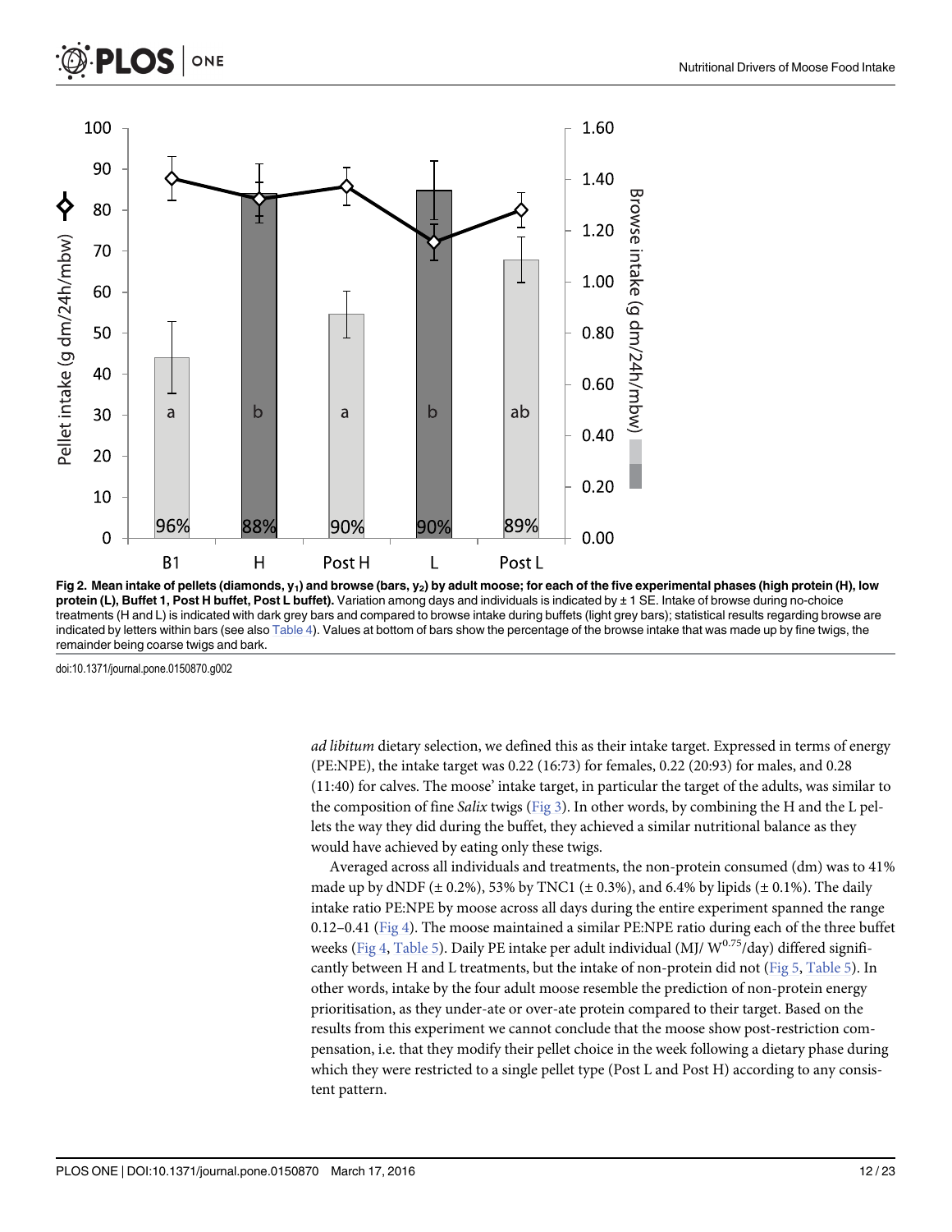**Fig 2. Mean intake of pellets (diamonds, $y_1$) and browse (bars, $y_2$) by adult moose; for each of the five experimental phases (high protein (H), low protein (L), Buffet 1, Post H buffet, Post L buffet).** Variation among days and individuals is indicated by ± 1 SE. Intake of browse during no-choice treatments (H and L) is indicated with dark grey bars and compared to browse intake during buffets (light grey bars); statistical results regarding browse are indicated by letters within bars (see also Table 4). Values at bottom of bars show the percentage of the browse intake that was made up by fine twigs, the remainder being coarse twigs and bark.

doi:10.1371/journal.pone.0150870.g002

*ad libitum* dietary selection, we defined this as their intake target. Expressed in terms of energy (PE:NPE), the intake target was 0.22 (16:73) for females, 0.22 (20:93) for males, and 0.28 (11:40) for calves. The moose' intake target, in particular the target of the adults, was similar to the composition of fine *Salix* twigs (Fig 3). In other words, by combining the H and the L pellets the way they did during the buffet, they achieved a similar nutritional balance as they would have achieved by eating only these twigs.

Averaged across all individuals and treatments, the non-protein consumed (dm) was to 41% made up by dNDF (± 0.2%), 53% by TNC1 (± 0.3%), and 6.4% by lipids (± 0.1%). The daily intake ratio PE:NPE by moose across all days during the entire experiment spanned the range 0.12–0.41 (Fig 4). The moose maintained a similar PE:NPE ratio during each of the three buffet weeks (Fig 4, Table 5). Daily PE intake per adult individual (MJ/ $W^{0.75}$/day) differed significantly between H and L treatments, but the intake of non-protein did not (Fig 5, Table 5). In other words, intake by the four adult moose resemble the prediction of non-protein energy prioritisation, as they under-ate or over-ate protein compared to their target. Based on the results from this experiment we cannot conclude that the moose show post-restriction compensation, i.e. that they modify their pellet choice in the week following a dietary phase during which they were restricted to a single pellet type (Post L and Post H) according to any consistent pattern.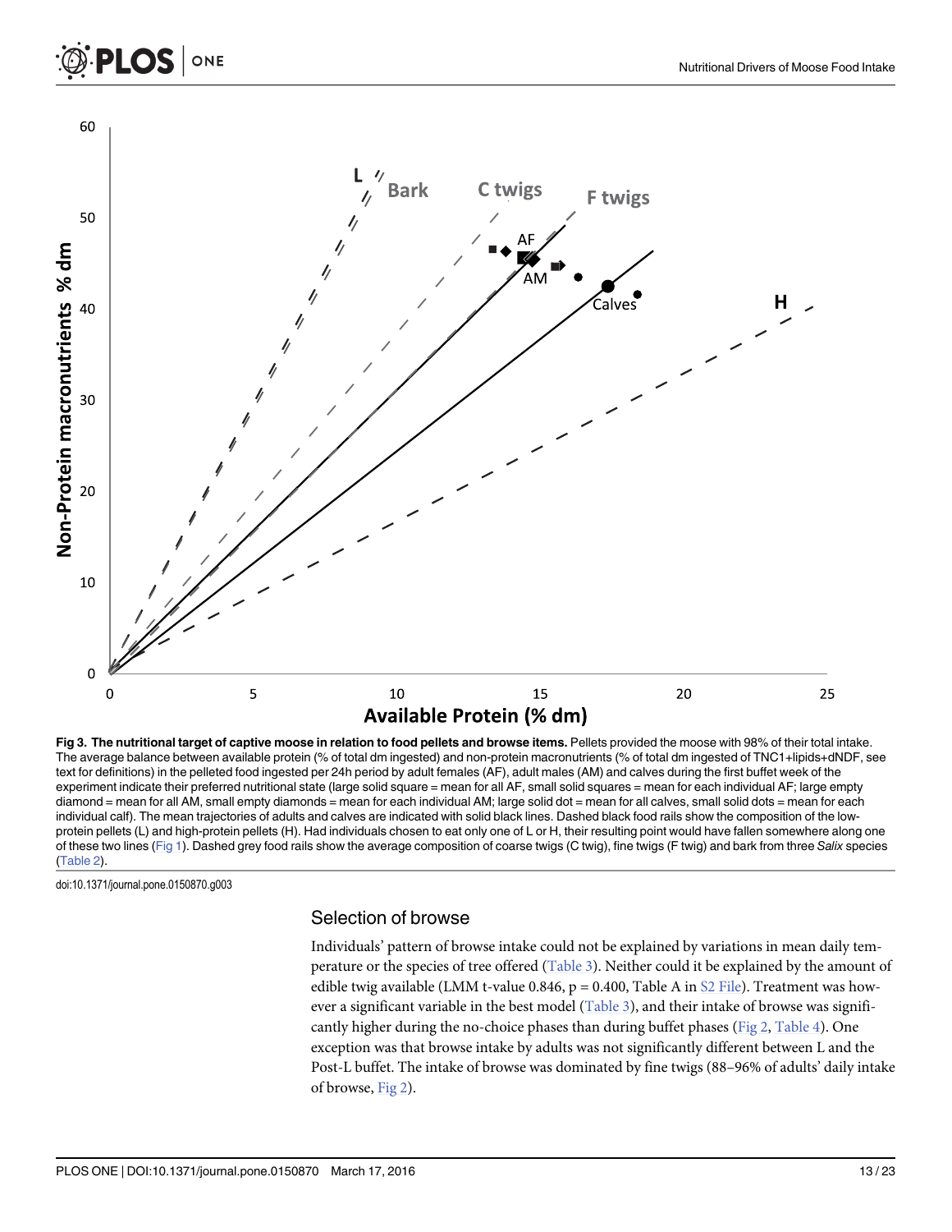**Fig 3. The nutritional target of captive moose in relation to food pellets and browse items.** Pellets provided the moose with 98% of their total intake. The average balance between available protein (% of total dm ingested) and non-protein macronutrients (% of total dm ingested of TNC1+lipids+dNDF, see text for definitions) in the pelleted food ingested per 24h period by adult females (AF), adult males (AM) and calves during the first buffet week of the experiment indicate their preferred nutritional state (large solid square = mean for all AF, small solid squares = mean for each individual AF; large empty diamond = mean for all AM, small empty diamonds = mean for each individual AM; large solid dot = mean for all calves, small solid dots = mean for each individual calf). The mean trajectories of adults and calves are indicated with solid black lines. Dashed black food rails show the composition of the low-protein pellets (L) and high-protein pellets (H). Had individuals chosen to eat only one of L or H, their resulting point would have fallen somewhere along one of these two lines (Fig 1). Dashed grey food rails show the average composition of coarse twigs (C twig), fine twigs (F twig) and bark from three *Salix* species (Table 2).

doi:10.1371/journal.pone.0150870.g003

## Selection of browse

Individuals' pattern of browse intake could not be explained by variations in mean daily temperature or the species of tree offered (Table 3). Neither could it be explained by the amount of edible twig available (LMM t-value 0.846, $p = 0.400$, Table A in S2 File). Treatment was however a significant variable in the best model (Table 3), and their intake of browse was significantly higher during the no-choice phases than during buffet phases (Fig 2, Table 4). One exception was that browse intake by adults was not significantly different between L and the Post-L buffet. The intake of browse was dominated by fine twigs (88–96% of adults' daily intake of browse, Fig 2).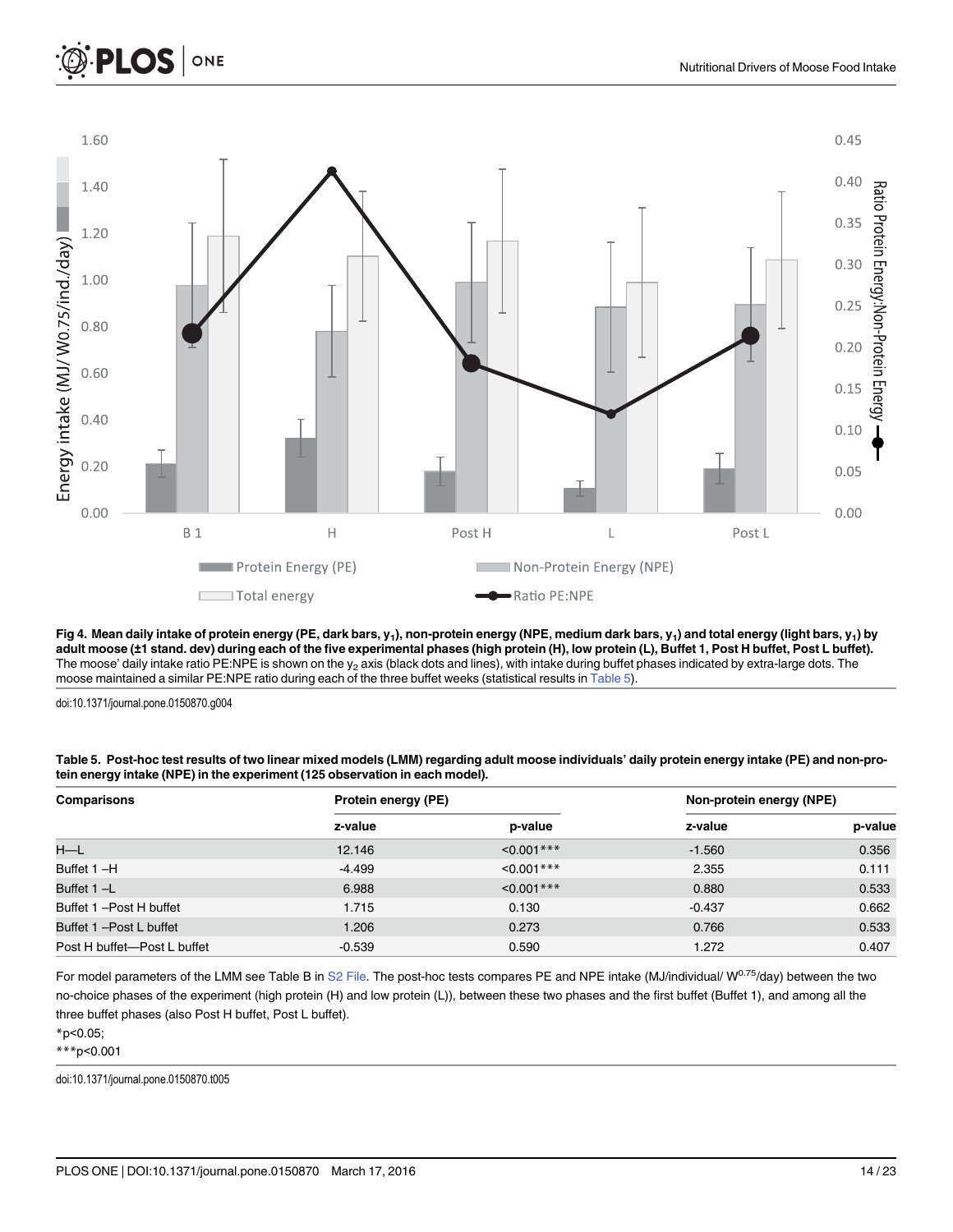**Fig 4. Mean daily intake of protein energy (PE, dark bars, $y_1$), non-protein energy (NPE, medium dark bars, $y_1$) and total energy (light bars, $y_1$) by adult moose (±1 stand. dev) during each of the five experimental phases (high protein (H), low protein (L), Buffet 1, Post H buffet, Post L buffet).** The moose' daily intake ratio PE:NPE is shown on the $y_2$ axis (black dots and lines), with intake during buffet phases indicated by extra-large dots. The moose maintained a similar PE:NPE ratio during each of the three buffet weeks (statistical results in Table 5).

doi:10.1371/journal.pone.0150870.g004

**Table 5. Post-hoc test results of two linear mixed models (LMM) regarding adult moose individuals' daily protein energy intake (PE) and non-protein energy intake (NPE) in the experiment (125 observation in each model).**

| Comparisons | Protein energy (PE) | | Non-protein energy (NPE) | |
|---|---|---|---|---|
| | z-value | p-value | z-value | p-value |
| H—L | 12.146 | <0.001*** | -1.560 | 0.356 |
| Buffet 1 –H | -4.499 | <0.001*** | 2.355 | 0.111 |
| Buffet 1 –L | 6.988 | <0.001*** | 0.880 | 0.533 |
| Buffet 1 –Post H buffet | 1.715 | 0.130 | -0.437 | 0.662 |
| Buffet 1 –Post L buffet | 1.206 | 0.273 | 0.766 | 0.533 |
| Post H buffet—Post L buffet | -0.539 | 0.590 | 1.272 | 0.407 |

For model parameters of the LMM see Table B in S2 File. The post-hoc tests compares PE and NPE intake (MJ/individual/ $W^{0.75}$/day) between the two no-choice phases of the experiment (high protein (H) and low protein (L)), between these two phases and the first buffet (Buffet 1), and among all the three buffet phases (also Post H buffet, Post L buffet).

*p<0.05;

***p<0.001

doi:10.1371/journal.pone.0150870.t005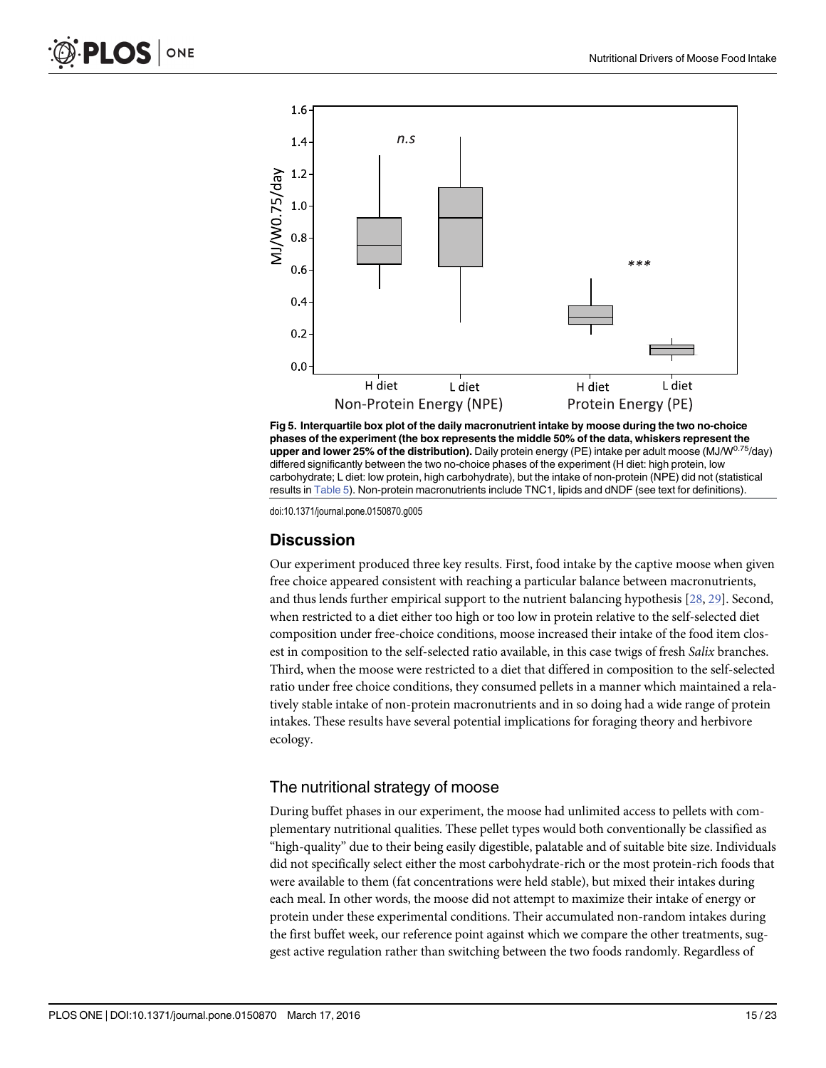**Fig 5. Interquartile box plot of the daily macronutrient intake by moose during the two no-choice phases of the experiment (the box represents the middle 50% of the data, whiskers represent the upper and lower 25% of the distribution).** Daily protein energy (PE) intake per adult moose (MJ/$W^{0.75}$/day) differed significantly between the two no-choice phases of the experiment (H diet: high protein, low carbohydrate; L diet: low protein, high carbohydrate), but the intake of non-protein (NPE) did not (statistical results in Table 5). Non-protein macronutrients include TNC1, lipids and dNDF (see text for definitions).

doi:10.1371/journal.pone.0150870.g005

## Discussion

Our experiment produced three key results. First, food intake by the captive moose when given free choice appeared consistent with reaching a particular balance between macronutrients, and thus lends further empirical support to the nutrient balancing hypothesis [28, 29]. Second, when restricted to a diet either too high or too low in protein relative to the self-selected diet composition under free-choice conditions, moose increased their intake of the food item closest in composition to the self-selected ratio available, in this case twigs of fresh *Salix* branches. Third, when the moose were restricted to a diet that differed in composition to the self-selected ratio under free choice conditions, they consumed pellets in a manner which maintained a relatively stable intake of non-protein macronutrients and in so doing had a wide range of protein intakes. These results have several potential implications for foraging theory and herbivore ecology.

### The nutritional strategy of moose

During buffet phases in our experiment, the moose had unlimited access to pellets with complementary nutritional qualities. These pellet types would both conventionally be classified as "high-quality" due to their being easily digestible, palatable and of suitable bite size. Individuals did not specifically select either the most carbohydrate-rich or the most protein-rich foods that were available to them (fat concentrations were held stable), but mixed their intakes during each meal. In other words, the moose did not attempt to maximize their intake of energy or protein under these experimental conditions. Their accumulated non-random intakes during the first buffet week, our reference point against which we compare the other treatments, suggest active regulation rather than switching between the two foods randomly. Regardless of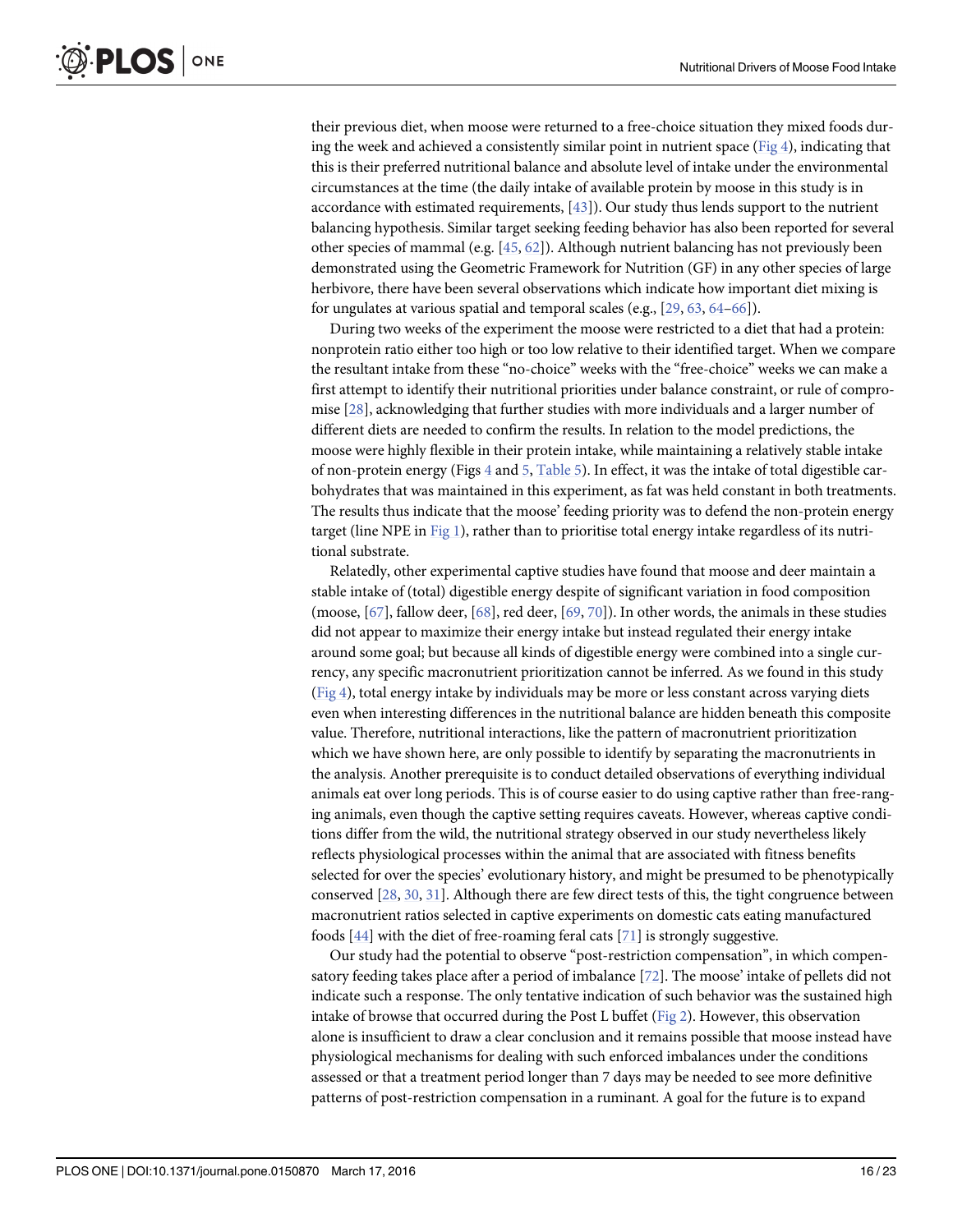their previous diet, when moose were returned to a free-choice situation they mixed foods during the week and achieved a consistently similar point in nutrient space (Fig 4), indicating that this is their preferred nutritional balance and absolute level of intake under the environmental circumstances at the time (the daily intake of available protein by moose in this study is in accordance with estimated requirements, [43]). Our study thus lends support to the nutrient balancing hypothesis. Similar target seeking feeding behavior has also been reported for several other species of mammal (e.g. [45, 62]). Although nutrient balancing has not previously been demonstrated using the Geometric Framework for Nutrition (GF) in any other species of large herbivore, there have been several observations which indicate how important diet mixing is for ungulates at various spatial and temporal scales (e.g., [29, 63, 64–66]).

During two weeks of the experiment the moose were restricted to a diet that had a protein: nonprotein ratio either too high or too low relative to their identified target. When we compare the resultant intake from these "no-choice" weeks with the "free-choice" weeks we can make a first attempt to identify their nutritional priorities under balance constraint, or rule of compromise [28], acknowledging that further studies with more individuals and a larger number of different diets are needed to confirm the results. In relation to the model predictions, the moose were highly flexible in their protein intake, while maintaining a relatively stable intake of non-protein energy (Figs 4 and 5, Table 5). In effect, it was the intake of total digestible carbohydrates that was maintained in this experiment, as fat was held constant in both treatments. The results thus indicate that the moose' feeding priority was to defend the non-protein energy target (line NPE in Fig 1), rather than to prioritise total energy intake regardless of its nutritional substrate.

Relatedly, other experimental captive studies have found that moose and deer maintain a stable intake of (total) digestible energy despite of significant variation in food composition (moose, [67], fallow deer, [68], red deer, [69, 70]). In other words, the animals in these studies did not appear to maximize their energy intake but instead regulated their energy intake around some goal; but because all kinds of digestible energy were combined into a single currency, any specific macronutrient prioritization cannot be inferred. As we found in this study (Fig 4), total energy intake by individuals may be more or less constant across varying diets even when interesting differences in the nutritional balance are hidden beneath this composite value. Therefore, nutritional interactions, like the pattern of macronutrient prioritization which we have shown here, are only possible to identify by separating the macronutrients in the analysis. Another prerequisite is to conduct detailed observations of everything individual animals eat over long periods. This is of course easier to do using captive rather than free-ranging animals, even though the captive setting requires caveats. However, whereas captive conditions differ from the wild, the nutritional strategy observed in our study nevertheless likely reflects physiological processes within the animal that are associated with fitness benefits selected for over the species' evolutionary history, and might be presumed to be phenotypically conserved [28, 30, 31]. Although there are few direct tests of this, the tight congruence between macronutrient ratios selected in captive experiments on domestic cats eating manufactured foods [44] with the diet of free-roaming feral cats [71] is strongly suggestive.

Our study had the potential to observe "post-restriction compensation", in which compensatory feeding takes place after a period of imbalance [72]. The moose' intake of pellets did not indicate such a response. The only tentative indication of such behavior was the sustained high intake of browse that occurred during the Post L buffet (Fig 2). However, this observation alone is insufficient to draw a clear conclusion and it remains possible that moose instead have physiological mechanisms for dealing with such enforced imbalances under the conditions assessed or that a treatment period longer than 7 days may be needed to see more definitive patterns of post-restriction compensation in a ruminant. A goal for the future is to expand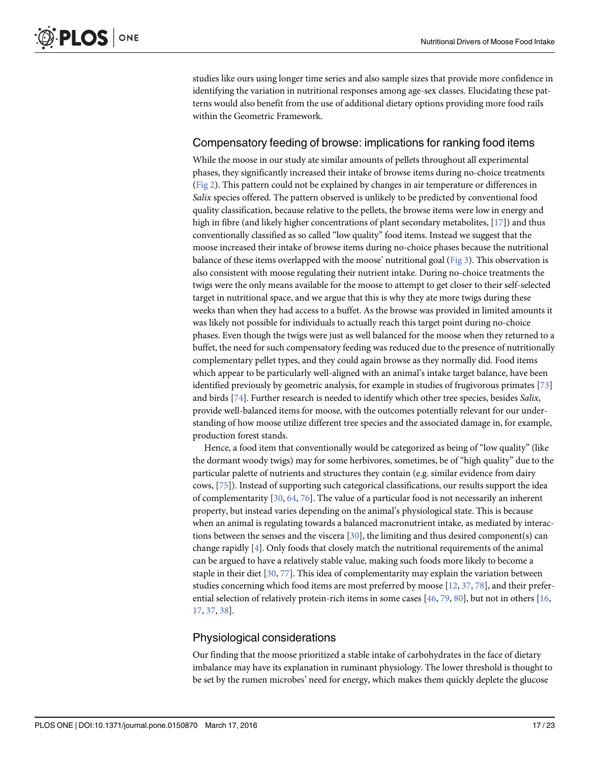studies like ours using longer time series and also sample sizes that provide more confidence in identifying the variation in nutritional responses among age-sex classes. Elucidating these patterns would also benefit from the use of additional dietary options providing more food rails within the Geometric Framework.

## Compensatory feeding of browse: implications for ranking food items

While the moose in our study ate similar amounts of pellets throughout all experimental phases, they significantly increased their intake of browse items during no-choice treatments (Fig 2). This pattern could not be explained by changes in air temperature or differences in *Salix* species offered. The pattern observed is unlikely to be predicted by conventional food quality classification, because relative to the pellets, the browse items were low in energy and high in fibre (and likely higher concentrations of plant secondary metabolites, [17]) and thus conventionally classified as so called "low quality" food items. Instead we suggest that the moose increased their intake of browse items during no-choice phases because the nutritional balance of these items overlapped with the moose' nutritional goal (Fig 3). This observation is also consistent with moose regulating their nutrient intake. During no-choice treatments the twigs were the only means available for the moose to attempt to get closer to their self-selected target in nutritional space, and we argue that this is why they ate more twigs during these weeks than when they had access to a buffet. As the browse was provided in limited amounts it was likely not possible for individuals to actually reach this target point during no-choice phases. Even though the twigs were just as well balanced for the moose when they returned to a buffet, the need for such compensatory feeding was reduced due to the presence of nutritionally complementary pellet types, and they could again browse as they normally did. Food items which appear to be particularly well-aligned with an animal's intake target balance, have been identified previously by geometric analysis, for example in studies of frugivorous primates [73] and birds [74]. Further research is needed to identify which other tree species, besides *Salix*, provide well-balanced items for moose, with the outcomes potentially relevant for our understanding of how moose utilize different tree species and the associated damage in, for example, production forest stands.

Hence, a food item that conventionally would be categorized as being of "low quality" (like the dormant woody twigs) may for some herbivores, sometimes, be of "high quality" due to the particular palette of nutrients and structures they contain (e.g. similar evidence from dairy cows, [75]). Instead of supporting such categorical classifications, our results support the idea of complementarity [30, 64, 76]. The value of a particular food is not necessarily an inherent property, but instead varies depending on the animal's physiological state. This is because when an animal is regulating towards a balanced macronutrient intake, as mediated by interactions between the senses and the viscera [30], the limiting and thus desired component(s) can change rapidly [4]. Only foods that closely match the nutritional requirements of the animal can be argued to have a relatively stable value, making such foods more likely to become a staple in their diet [30, 77]. This idea of complementarity may explain the variation between studies concerning which food items are most preferred by moose [12, 37, 78], and their preferential selection of relatively protein-rich items in some cases [46, 79, 80], but not in others [16, 17, 37, 38].

## Physiological considerations

Our finding that the moose prioritized a stable intake of carbohydrates in the face of dietary imbalance may have its explanation in ruminant physiology. The lower threshold is thought to be set by the rumen microbes' need for energy, which makes them quickly deplete the glucose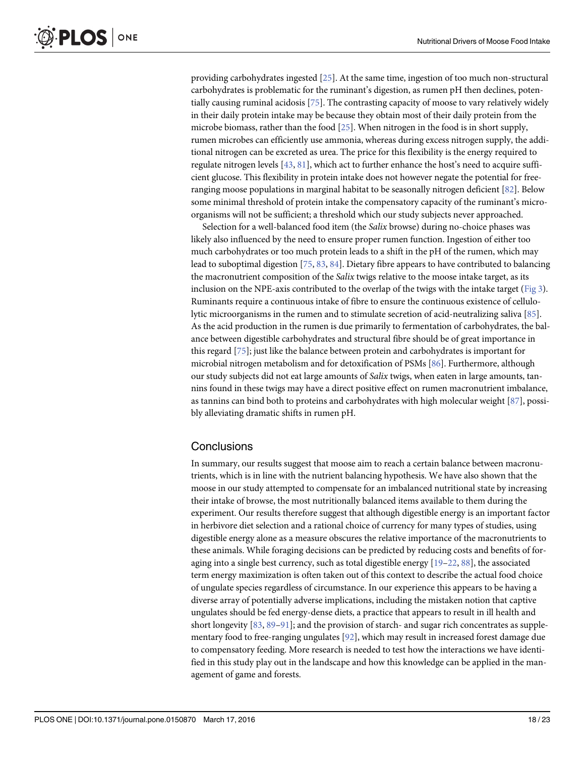providing carbohydrates ingested [25]. At the same time, ingestion of too much non-structural carbohydrates is problematic for the ruminant's digestion, as rumen pH then declines, potentially causing ruminal acidosis [75]. The contrasting capacity of moose to vary relatively widely in their daily protein intake may be because they obtain most of their daily protein from the microbe biomass, rather than the food [25]. When nitrogen in the food is in short supply, rumen microbes can efficiently use ammonia, whereas during excess nitrogen supply, the additional nitrogen can be excreted as urea. The price for this flexibility is the energy required to regulate nitrogen levels [43, 81], which act to further enhance the host's need to acquire sufficient glucose. This flexibility in protein intake does not however negate the potential for free-ranging moose populations in marginal habitat to be seasonally nitrogen deficient [82]. Below some minimal threshold of protein intake the compensatory capacity of the ruminant's microorganisms will not be sufficient; a threshold which our study subjects never approached.

Selection for a well-balanced food item (the *Salix* browse) during no-choice phases was likely also influenced by the need to ensure proper rumen function. Ingestion of either too much carbohydrates or too much protein leads to a shift in the pH of the rumen, which may lead to suboptimal digestion [75, 83, 84]. Dietary fibre appears to have contributed to balancing the macronutrient composition of the *Salix* twigs relative to the moose intake target, as its inclusion on the NPE-axis contributed to the overlap of the twigs with the intake target (Fig 3). Ruminants require a continuous intake of fibre to ensure the continuous existence of cellulolytic microorganisms in the rumen and to stimulate secretion of acid-neutralizing saliva [85]. As the acid production in the rumen is due primarily to fermentation of carbohydrates, the balance between digestible carbohydrates and structural fibre should be of great importance in this regard [75]; just like the balance between protein and carbohydrates is important for microbial nitrogen metabolism and for detoxification of PSMs [86]. Furthermore, although our study subjects did not eat large amounts of *Salix* twigs, when eaten in large amounts, tannins found in these twigs may have a direct positive effect on rumen macronutrient imbalance, as tannins can bind both to proteins and carbohydrates with high molecular weight [87], possibly alleviating dramatic shifts in rumen pH.

## Conclusions

In summary, our results suggest that moose aim to reach a certain balance between macronutrients, which is in line with the nutrient balancing hypothesis. We have also shown that the moose in our study attempted to compensate for an imbalanced nutritional state by increasing their intake of browse, the most nutritionally balanced items available to them during the experiment. Our results therefore suggest that although digestible energy is an important factor in herbivore diet selection and a rational choice of currency for many types of studies, using digestible energy alone as a measure obscures the relative importance of the macronutrients to these animals. While foraging decisions can be predicted by reducing costs and benefits of foraging into a single best currency, such as total digestible energy [19–22, 88], the associated term energy maximization is often taken out of this context to describe the actual food choice of ungulate species regardless of circumstance. In our experience this appears to be having a diverse array of potentially adverse implications, including the mistaken notion that captive ungulates should be fed energy-dense diets, a practice that appears to result in ill health and short longevity [83, 89–91]; and the provision of starch- and sugar rich concentrates as supplementary food to free-ranging ungulates [92], which may result in increased forest damage due to compensatory feeding. More research is needed to test how the interactions we have identified in this study play out in the landscape and how this knowledge can be applied in the management of game and forests.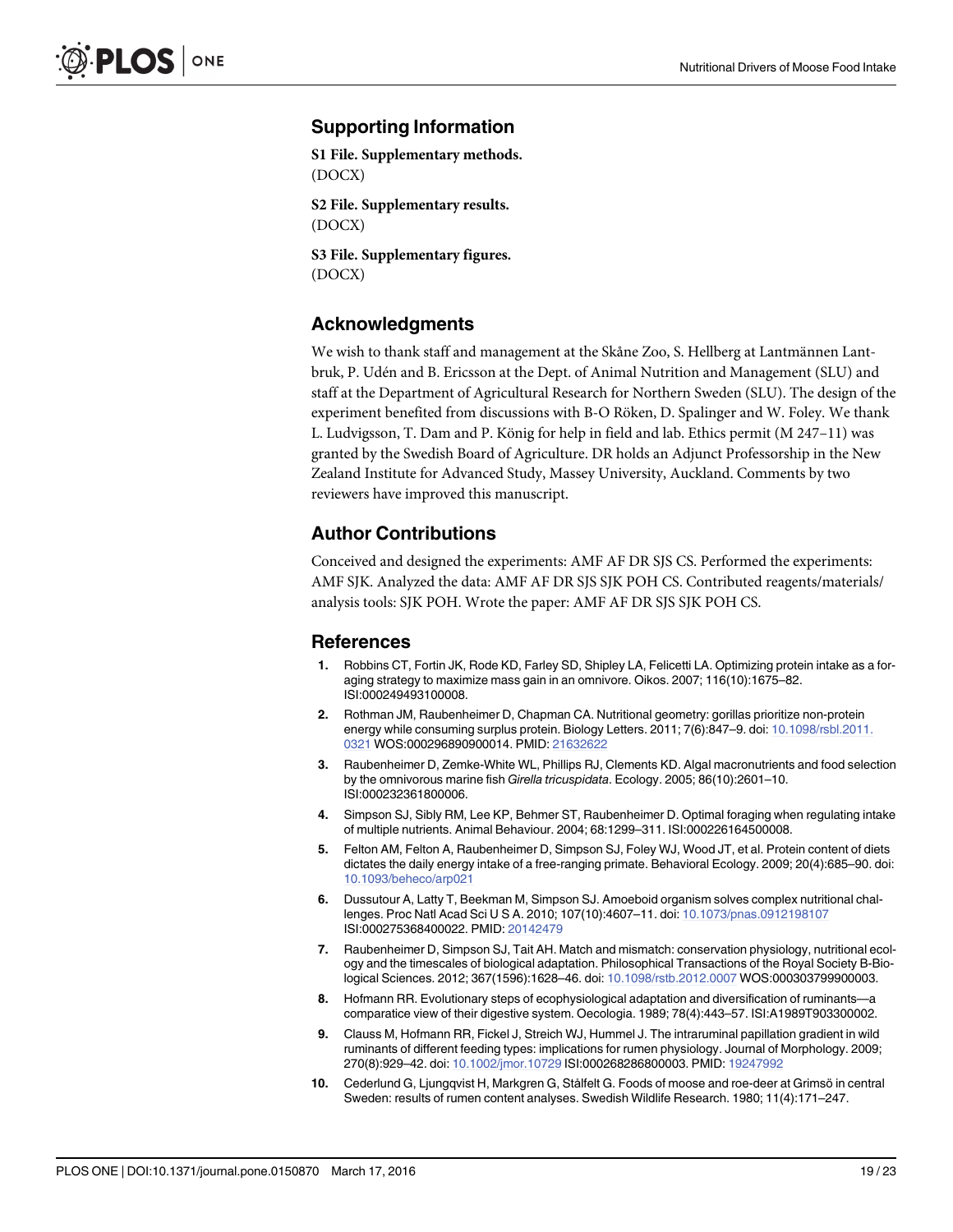## Supporting Information

**S1 File. Supplementary methods.**
(DOCX)

**S2 File. Supplementary results.**
(DOCX)

**S3 File. Supplementary figures.**
(DOCX)

## Acknowledgments

We wish to thank staff and management at the Skåne Zoo, S. Hellberg at Lantmännen Lantbruk, P. Udén and B. Ericsson at the Dept. of Animal Nutrition and Management (SLU) and staff at the Department of Agricultural Research for Northern Sweden (SLU). The design of the experiment benefited from discussions with B-O Röken, D. Spalinger and W. Foley. We thank L. Ludvigsson, T. Dam and P. König for help in field and lab. Ethics permit (M 247–11) was granted by the Swedish Board of Agriculture. DR holds an Adjunct Professorship in the New Zealand Institute for Advanced Study, Massey University, Auckland. Comments by two reviewers have improved this manuscript.

## Author Contributions

Conceived and designed the experiments: AMF AF DR SJS CS. Performed the experiments: AMF SJK. Analyzed the data: AMF AF DR SJS SJK POH CS. Contributed reagents/materials/analysis tools: SJK POH. Wrote the paper: AMF AF DR SJS SJK POH CS.

## References

1. Robbins CT, Fortin JK, Rode KD, Farley SD, Shipley LA, Felicetti LA. Optimizing protein intake as a foraging strategy to maximize mass gain in an omnivore. Oikos. 2007; 116(10):1675–82. ISI:000249493100008.
2. Rothman JM, Raubenheimer D, Chapman CA. Nutritional geometry: gorillas prioritize non-protein energy while consuming surplus protein. Biology Letters. 2011; 7(6):847–9. doi: 10.1098/rsbl.2011.0321 WOS:000296890900014. PMID: 21632622
3. Raubenheimer D, Zemke-White WL, Phillips RJ, Clements KD. Algal macronutrients and food selection by the omnivorous marine fish *Girella tricuspidata*. Ecology. 2005; 86(10):2601–10. ISI:000232361800006.
4. Simpson SJ, Sibly RM, Lee KP, Behmer ST, Raubenheimer D. Optimal foraging when regulating intake of multiple nutrients. Animal Behaviour. 2004; 68:1299–311. ISI:000226164500008.
5. Felton AM, Felton A, Raubenheimer D, Simpson SJ, Foley WJ, Wood JT, et al. Protein content of diets dictates the daily energy intake of a free-ranging primate. Behavioral Ecology. 2009; 20(4):685–90. doi: 10.1093/beheco/arp021
6. Dussutour A, Latty T, Beekman M, Simpson SJ. Amoeboid organism solves complex nutritional challenges. Proc Natl Acad Sci U S A. 2010; 107(10):4607–11. doi: 10.1073/pnas.0912198107 ISI:000275368400022. PMID: 20142479
7. Raubenheimer D, Simpson SJ, Tait AH. Match and mismatch: conservation physiology, nutritional ecology and the timescales of biological adaptation. Philosophical Transactions of the Royal Society B-Biological Sciences. 2012; 367(1596):1628–46. doi: 10.1098/rstb.2012.0007 WOS:000303799900003.
8. Hofmann RR. Evolutionary steps of ecophysiological adaptation and diversification of ruminants—a comparatice view of their digestive system. Oecologia. 1989; 78(4):443–57. ISI:A1989T903300002.
9. Clauss M, Hofmann RR, Fickel J, Streich WJ, Hummel J. The intraruminal papillation gradient in wild ruminants of different feeding types: implications for rumen physiology. Journal of Morphology. 2009; 270(8):929–42. doi: 10.1002/jmor.10729 ISI:000268286800003. PMID: 19247992
10. Cederlund G, Ljungqvist H, Markgren G, Stålfelt G. Foods of moose and roe-deer at Grimsö in central Sweden: results of rumen content analyses. Swedish Wildlife Research. 1980; 11(4):171–247.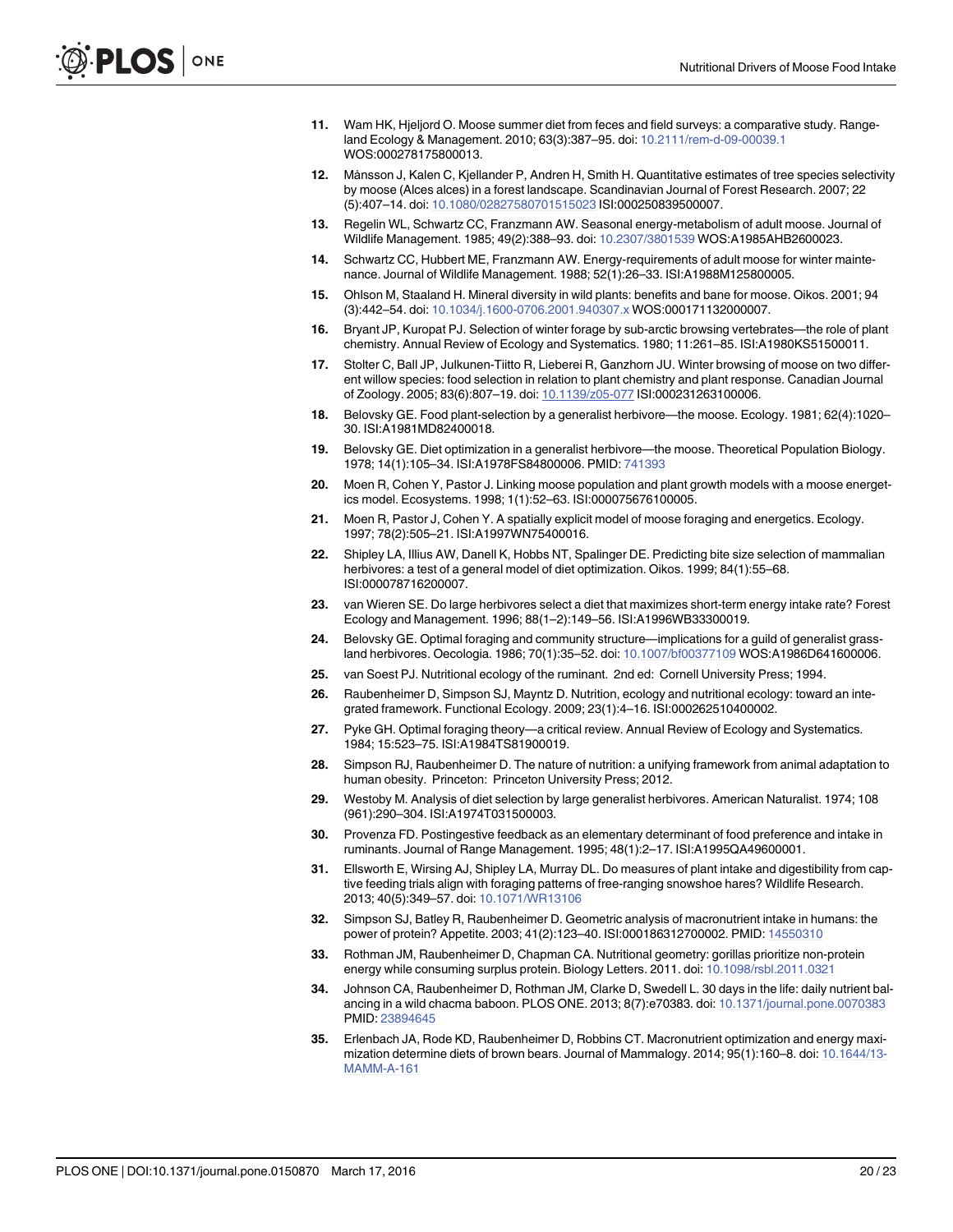11. Wam HK, Hjeljord O. Moose summer diet from feces and field surveys: a comparative study. Rangeland Ecology & Management. 2010; 63(3):387–95. doi: 10.2111/rem-d-09-00039.1 WOS:000278175800013.
12. Månsson J, Kalen C, Kjellander P, Andren H, Smith H. Quantitative estimates of tree species selectivity by moose (Alces alces) in a forest landscape. Scandinavian Journal of Forest Research. 2007; 22 (5):407–14. doi: 10.1080/02827580701515023 ISI:000250839500007.
13. Regelin WL, Schwartz CC, Franzmann AW. Seasonal energy-metabolism of adult moose. Journal of Wildlife Management. 1985; 49(2):388–93. doi: 10.2307/3801539 WOS:A1985AHB2600023.
14. Schwartz CC, Hubbert ME, Franzmann AW. Energy-requirements of adult moose for winter maintenance. Journal of Wildlife Management. 1988; 52(1):26–33. ISI:A1988M125800005.
15. Ohlson M, Staaland H. Mineral diversity in wild plants: benefits and bane for moose. Oikos. 2001; 94 (3):442–54. doi: 10.1034/j.1600-0706.2001.940307.x WOS:000171132000007.
16. Bryant JP, Kuropat PJ. Selection of winter forage by sub-arctic browsing vertebrates—the role of plant chemistry. Annual Review of Ecology and Systematics. 1980; 11:261–85. ISI:A1980KS51500011.
17. Stolter C, Ball JP, Julkunen-Tiitto R, Lieberei R, Ganzhorn JU. Winter browsing of moose on two different willow species: food selection in relation to plant chemistry and plant response. Canadian Journal of Zoology. 2005; 83(6):807–19. doi: 10.1139/z05-077 ISI:000231263100006.
18. Belovsky GE. Food plant-selection by a generalist herbivore—the moose. Ecology. 1981; 62(4):1020–30. ISI:A1981MD82400018.
19. Belovsky GE. Diet optimization in a generalist herbivore—the moose. Theoretical Population Biology. 1978; 14(1):105–34. ISI:A1978FS84800006. PMID: 741393
20. Moen R, Cohen Y, Pastor J. Linking moose population and plant growth models with a moose energetics model. Ecosystems. 1998; 1(1):52–63. ISI:000075676100005.
21. Moen R, Pastor J, Cohen Y. A spatially explicit model of moose foraging and energetics. Ecology. 1997; 78(2):505–21. ISI:A1997WN75400016.
22. Shipley LA, Illius AW, Danell K, Hobbs NT, Spalinger DE. Predicting bite size selection of mammalian herbivores: a test of a general model of diet optimization. Oikos. 1999; 84(1):55–68. ISI:000078716200007.
23. van Wieren SE. Do large herbivores select a diet that maximizes short-term energy intake rate? Forest Ecology and Management. 1996; 88(1–2):149–56. ISI:A1996WB33300019.
24. Belovsky GE. Optimal foraging and community structure—implications for a guild of generalist grassland herbivores. Oecologia. 1986; 70(1):35–52. doi: 10.1007/bf00377109 WOS:A1986D641600006.
25. van Soest PJ. Nutritional ecology of the ruminant. 2nd ed: Cornell University Press; 1994.
26. Raubenheimer D, Simpson SJ, Mayntz D. Nutrition, ecology and nutritional ecology: toward an integrated framework. Functional Ecology. 2009; 23(1):4–16. ISI:000262510400002.
27. Pyke GH. Optimal foraging theory—a critical review. Annual Review of Ecology and Systematics. 1984; 15:523–75. ISI:A1984TS81900019.
28. Simpson RJ, Raubenheimer D. The nature of nutrition: a unifying framework from animal adaptation to human obesity. Princeton: Princeton University Press; 2012.
29. Westoby M. Analysis of diet selection by large generalist herbivores. American Naturalist. 1974; 108 (961):290–304. ISI:A1974T031500003.
30. Provenza FD. Postingestive feedback as an elementary determinant of food preference and intake in ruminants. Journal of Range Management. 1995; 48(1):2–17. ISI:A1995QA49600001.
31. Ellsworth E, Wirsing AJ, Shipley LA, Murray DL. Do measures of plant intake and digestibility from captive feeding trials align with foraging patterns of free-ranging snowshoe hares? Wildlife Research. 2013; 40(5):349–57. doi: 10.1071/WR13106
32. Simpson SJ, Batley R, Raubenheimer D. Geometric analysis of macronutrient intake in humans: the power of protein? Appetite. 2003; 41(2):123–40. ISI:000186312700002. PMID: 14550310
33. Rothman JM, Raubenheimer D, Chapman CA. Nutritional geometry: gorillas prioritize non-protein energy while consuming surplus protein. Biology Letters. 2011. doi: 10.1098/rsbl.2011.0321
34. Johnson CA, Raubenheimer D, Rothman JM, Clarke D, Swedell L. 30 days in the life: daily nutrient balancing in a wild chacma baboon. PLOS ONE. 2013; 8(7):e70383. doi: 10.1371/journal.pone.0070383 PMID: 23894645
35. Erlenbach JA, Rode KD, Raubenheimer D, Robbins CT. Macronutrient optimization and energy maximization determine diets of brown bears. Journal of Mammalogy. 2014; 95(1):160–8. doi: 10.1644/13-MAMM-A-161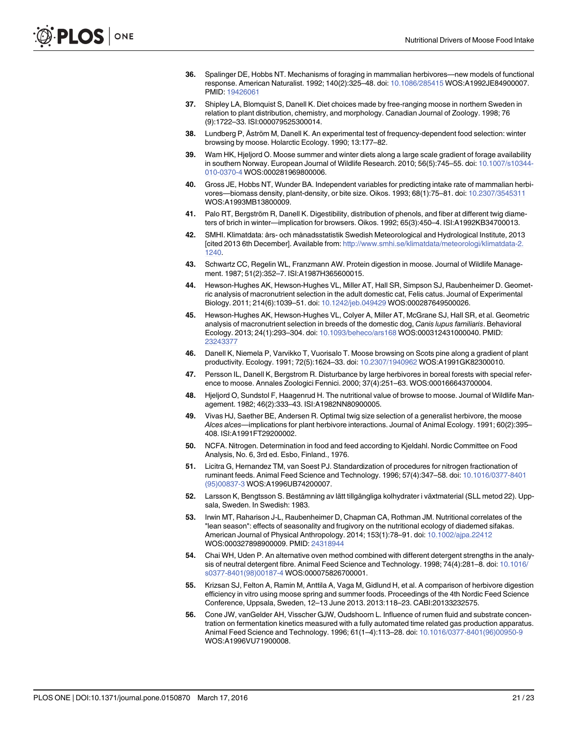36. Spalinger DE, Hobbs NT. Mechanisms of foraging in mammalian herbivores—new models of functional response. American Naturalist. 1992; 140(2):325–48. doi: 10.1086/285415 WOS:A1992JE84900007. PMID: 19426061

37. Shipley LA, Blomquist S, Danell K. Diet choices made by free-ranging moose in northern Sweden in relation to plant distribution, chemistry, and morphology. Canadian Journal of Zoology. 1998; 76 (9):1722–33. ISI:000079525300014.

38. Lundberg P, Åström M, Danell K. An experimental test of frequency-dependent food selection: winter browsing by moose. Holarctic Ecology. 1990; 13:177–82.

39. Wam HK, Hjeljord O. Moose summer and winter diets along a large scale gradient of forage availability in southern Norway. European Journal of Wildlife Research. 2010; 56(5):745–55. doi: 10.1007/s10344-010-0370-4 WOS:000281969800006.

40. Gross JE, Hobbs NT, Wunder BA. Independent variables for predicting intake rate of mammalian herbivores—biomass density, plant-density, or bite size. Oikos. 1993; 68(1):75–81. doi: 10.2307/3545311 WOS:A1993MB13800009.

41. Palo RT, Bergström R, Danell K. Digestibility, distribution of phenols, and fiber at different twig diameters of brich in winter—implication for browsers. Oikos. 1992; 65(3):450–4. ISI:A1992KB34700013.

42. SMHI. Klimatdata: års- och månadsstatistik Swedish Meteorological and Hydrological Institute, 2013 [cited 2013 6th December]. Available from: http://www.smhi.se/klimatdata/meteorologi/klimatdata-2.1240.

43. Schwartz CC, Regelin WL, Franzmann AW. Protein digestion in moose. Journal of Wildlife Management. 1987; 51(2):352–7. ISI:A1987H365600015.

44. Hewson-Hughes AK, Hewson-Hughes VL, Miller AT, Hall SR, Simpson SJ, Raubenheimer D. Geometric analysis of macronutrient selection in the adult domestic cat, Felis catus. Journal of Experimental Biology. 2011; 214(6):1039–51. doi: 10.1242/jeb.049429 WOS:000287649500026.

45. Hewson-Hughes AK, Hewson-Hughes VL, Colyer A, Miller AT, McGrane SJ, Hall SR, et al. Geometric analysis of macronutrient selection in breeds of the domestic dog, *Canis lupus familiaris*. Behavioral Ecology. 2013; 24(1):293–304. doi: 10.1093/beheco/ars168 WOS:000312431000040. PMID: 23243377

46. Danell K, Niemela P, Varvikko T, Vuorisalo T. Moose browsing on Scots pine along a gradient of plant productivity. Ecology. 1991; 72(5):1624–33. doi: 10.2307/1940962 WOS:A1991GK82300010.

47. Persson IL, Danell K, Bergstrom R. Disturbance by large herbivores in boreal forests with special reference to moose. Annales Zoologici Fennici. 2000; 37(4):251–63. WOS:000166643700004.

48. Hjeljord O, Sundstol F, Haagenrud H. The nutritional value of browse to moose. Journal of Wildlife Management. 1982; 46(2):333–43. ISI:A1982NN80900005.

49. Vivas HJ, Saether BE, Andersen R. Optimal twig size selection of a generalist herbivore, the moose *Alces alces*—implications for plant herbivore interactions. Journal of Animal Ecology. 1991; 60(2):395–408. ISI:A1991FT29200002.

50. NCFA. Nitrogen. Determination in food and feed according to Kjeldahl. Nordic Committee on Food Analysis, No. 6, 3rd ed. Esbo, Finland., 1976.

51. Licitra G, Hernandez TM, van Soest PJ. Standardization of procedures for nitrogen fractionation of ruminant feeds. Animal Feed Science and Technology. 1996; 57(4):347–58. doi: 10.1016/0377-8401(95)00837-3 WOS:A1996UB74200007.

52. Larsson K, Bengtsson S. Bestämning av lätt tillgängliga kolhydrater i växtmaterial (SLL metod 22). Uppsala, Sweden. In Swedish: 1983.

53. Irwin MT, Raharison J-L, Raubenheimer D, Chapman CA, Rothman JM. Nutritional correlates of the "lean season": effects of seasonality and frugivory on the nutritional ecology of diademed sifakas. American Journal of Physical Anthropology. 2014; 153(1):78–91. doi: 10.1002/ajpa.22412 WOS:000327898900009. PMID: 24318944

54. Chai WH, Uden P. An alternative oven method combined with different detergent strengths in the analysis of neutral detergent fibre. Animal Feed Science and Technology. 1998; 74(4):281–8. doi: 10.1016/s0377-8401(98)00187-4 WOS:000075826700001.

55. Krizsan SJ, Felton A, Ramin M, Anttila A, Vaga M, Gidlund H, et al. A comparison of herbivore digestion efficiency in vitro using moose spring and summer foods. Proceedings of the 4th Nordic Feed Science Conference, Uppsala, Sweden, 12–13 June 2013. 2013:118–23. CABI:20133232575.

56. Cone JW, vanGelder AH, Visscher GJW, Oudshoorn L. Influence of rumen fluid and substrate concentration on fermentation kinetics measured with a fully automated time related gas production apparatus. Animal Feed Science and Technology. 1996; 61(1–4):113–28. doi: 10.1016/0377-8401(96)00950-9 WOS:A1996VU71900008.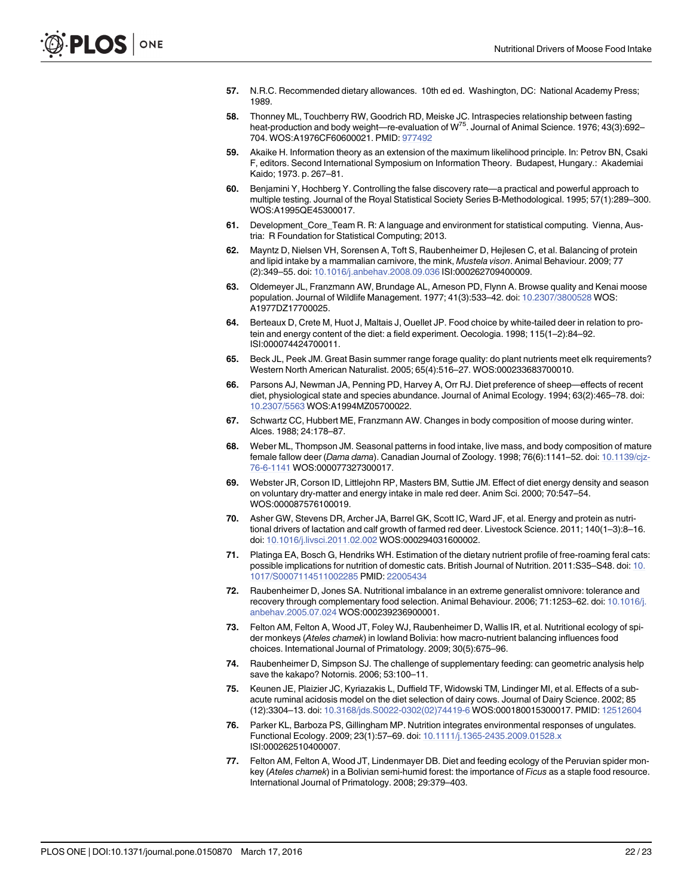57. N.R.C. Recommended dietary allowances. 10th ed ed. Washington, DC: National Academy Press; 1989.

58. Thonney ML, Touchberry RW, Goodrich RD, Meiske JC. Intraspecies relationship between fasting heat-production and body weight—re-evaluation of $W^{75}$. Journal of Animal Science. 1976; 43(3):692–704. WOS:A1976CF60600021. PMID: 977492

59. Akaike H. Information theory as an extension of the maximum likelihood principle. In: Petrov BN, Csaki F, editors. Second International Symposium on Information Theory. Budapest, Hungary.: Akademiai Kaido; 1973. p. 267–81.

60. Benjamini Y, Hochberg Y. Controlling the false discovery rate—a practical and powerful approach to multiple testing. Journal of the Royal Statistical Society Series B-Methodological. 1995; 57(1):289–300. WOS:A1995QE45300017.

61. Development_Core_Team R. R: A language and environment for statistical computing. Vienna, Austria: R Foundation for Statistical Computing; 2013.

62. Mayntz D, Nielsen VH, Sorensen A, Toft S, Raubenheimer D, Hejlesen C, et al. Balancing of protein and lipid intake by a mammalian carnivore, the mink, *Mustela vison*. Animal Behaviour. 2009; 77 (2):349–55. doi: 10.1016/j.anbehav.2008.09.036 ISI:000262709400009.

63. Oldemeyer JL, Franzmann AW, Brundage AL, Arneson PD, Flynn A. Browse quality and Kenai moose population. Journal of Wildlife Management. 1977; 41(3):533–42. doi: 10.2307/3800528 WOS: A1977DZ17700025.

64. Berteaux D, Crete M, Huot J, Maltais J, Ouellet JP. Food choice by white-tailed deer in relation to protein and energy content of the diet: a field experiment. Oecologia. 1998; 115(1–2):84–92. ISI:000074424700011.

65. Beck JL, Peek JM. Great Basin summer range forage quality: do plant nutrients meet elk requirements? Western North American Naturalist. 2005; 65(4):516–27. WOS:000233683700010.

66. Parsons AJ, Newman JA, Penning PD, Harvey A, Orr RJ. Diet preference of sheep—effects of recent diet, physiological state and species abundance. Journal of Animal Ecology. 1994; 63(2):465–78. doi: 10.2307/5563 WOS:A1994MZ05700022.

67. Schwartz CC, Hubbert ME, Franzmann AW. Changes in body composition of moose during winter. Alces. 1988; 24:178–87.

68. Weber ML, Thompson JM. Seasonal patterns in food intake, live mass, and body composition of mature female fallow deer (*Dama dama*). Canadian Journal of Zoology. 1998; 76(6):1141–52. doi: 10.1139/cjz-76-6-1141 WOS:000077327300017.

69. Webster JR, Corson ID, Littlejohn RP, Masters BM, Suttie JM. Effect of diet energy density and season on voluntary dry-matter and energy intake in male red deer. Anim Sci. 2000; 70:547–54. WOS:000087576100019.

70. Asher GW, Stevens DR, Archer JA, Barrel GK, Scott IC, Ward JF, et al. Energy and protein as nutritional drivers of lactation and calf growth of farmed red deer. Livestock Science. 2011; 140(1–3):8–16. doi: 10.1016/j.livsci.2011.02.002 WOS:000294031600002.

71. Platinga EA, Bosch G, Hendriks WH. Estimation of the dietary nutrient profile of free-roaming feral cats: possible implications for nutrition of domestic cats. British Journal of Nutrition. 2011:S35–S48. doi: 10.1017/S0007114511002285 PMID: 22005434

72. Raubenheimer D, Jones SA. Nutritional imbalance in an extreme generalist omnivore: tolerance and recovery through complementary food selection. Animal Behaviour. 2006; 71:1253–62. doi: 10.1016/j.anbehav.2005.07.024 WOS:000239236900001.

73. Felton AM, Felton A, Wood JT, Foley WJ, Raubenheimer D, Wallis IR, et al. Nutritional ecology of spider monkeys (*Ateles chamek*) in lowland Bolivia: how macro-nutrient balancing influences food choices. International Journal of Primatology. 2009; 30(5):675–96.

74. Raubenheimer D, Simpson SJ. The challenge of supplementary feeding: can geometric analysis help save the kakapo? Notornis. 2006; 53:100–11.

75. Keunen JE, Plaizier JC, Kyriazakis L, Duffield TF, Widowski TM, Lindinger MI, et al. Effects of a subacute ruminal acidosis model on the diet selection of dairy cows. Journal of Dairy Science. 2002; 85 (12):3304–13. doi: 10.3168/jds.S0022-0302(02)74419-6 WOS:000180015300017. PMID: 12512604

76. Parker KL, Barboza PS, Gillingham MP. Nutrition integrates environmental responses of ungulates. Functional Ecology. 2009; 23(1):57–69. doi: 10.1111/j.1365-2435.2009.01528.x ISI:000262510400007.

77. Felton AM, Felton A, Wood JT, Lindenmayer DB. Diet and feeding ecology of the Peruvian spider monkey (*Ateles chamek*) in a Bolivian semi-humid forest: the importance of *Ficus* as a staple food resource. International Journal of Primatology. 2008; 29:379–403.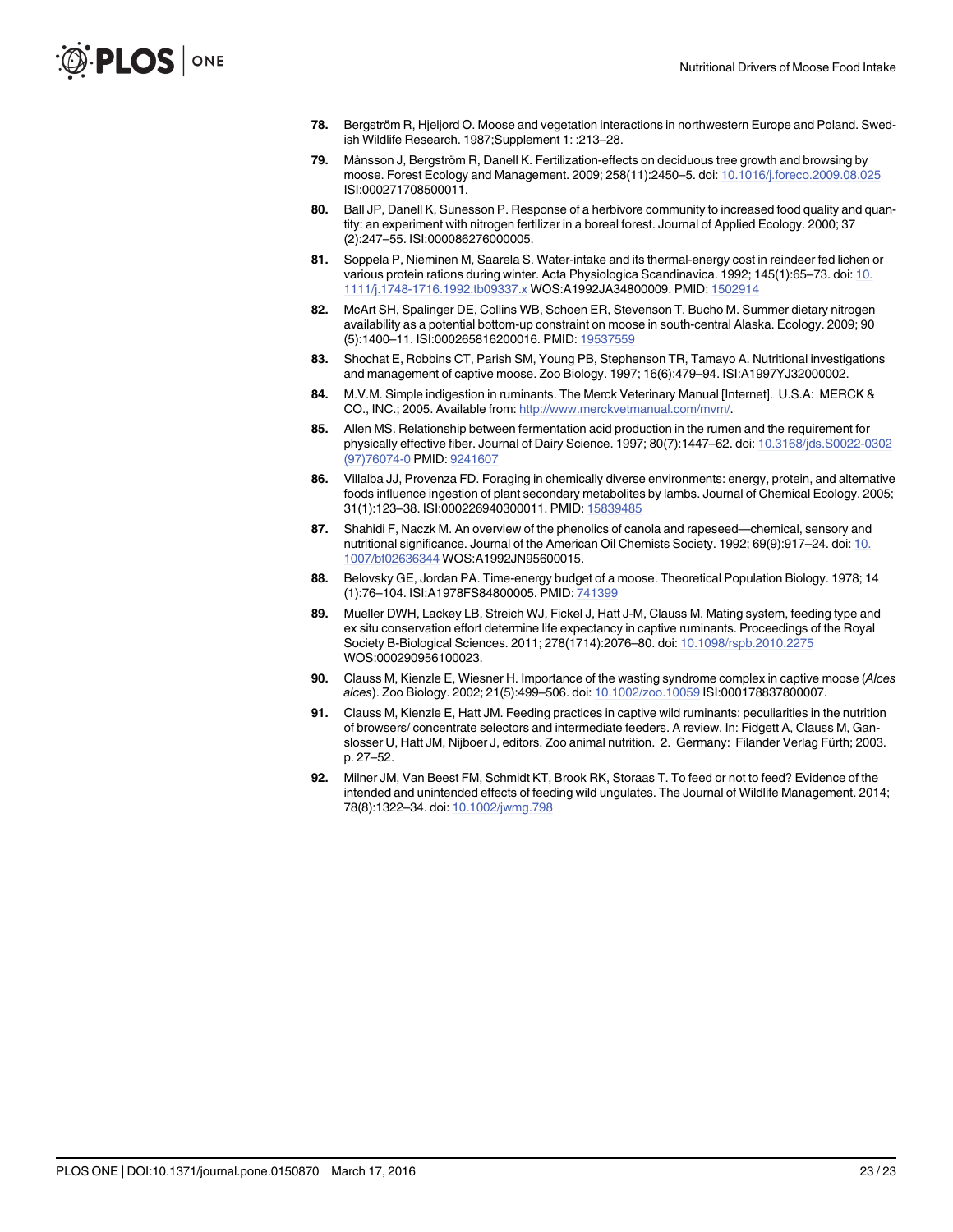78. Bergström R, Hjeljord O. Moose and vegetation interactions in northwestern Europe and Poland. Swedish Wildlife Research. 1987;Supplement 1: :213–28.

79. Månsson J, Bergström R, Danell K. Fertilization-effects on deciduous tree growth and browsing by moose. Forest Ecology and Management. 2009; 258(11):2450–5. doi: 10.1016/j.foreco.2009.08.025 ISI:000271708500011.

80. Ball JP, Danell K, Sunesson P. Response of a herbivore community to increased food quality and quantity: an experiment with nitrogen fertilizer in a boreal forest. Journal of Applied Ecology. 2000; 37 (2):247–55. ISI:000086276000005.

81. Soppela P, Nieminen M, Saarela S. Water-intake and its thermal-energy cost in reindeer fed lichen or various protein rations during winter. Acta Physiologica Scandinavica. 1992; 145(1):65–73. doi: 10.1111/j.1748-1716.1992.tb09337.x WOS:A1992JA34800009. PMID: 1502914

82. McArt SH, Spalinger DE, Collins WB, Schoen ER, Stevenson T, Bucho M. Summer dietary nitrogen availability as a potential bottom-up constraint on moose in south-central Alaska. Ecology. 2009; 90 (5):1400–11. ISI:000265816200016. PMID: 19537559

83. Shochat E, Robbins CT, Parish SM, Young PB, Stephenson TR, Tamayo A. Nutritional investigations and management of captive moose. Zoo Biology. 1997; 16(6):479–94. ISI:A1997YJ32000002.

84. M.V.M. Simple indigestion in ruminants. The Merck Veterinary Manual [Internet]. U.S.A: MERCK & CO., INC.; 2005. Available from: http://www.merckvetmanual.com/mvm/.

85. Allen MS. Relationship between fermentation acid production in the rumen and the requirement for physically effective fiber. Journal of Dairy Science. 1997; 80(7):1447–62. doi: 10.3168/jds.S0022-0302(97)76074-0 PMID: 9241607

86. Villalba JJ, Provenza FD. Foraging in chemically diverse environments: energy, protein, and alternative foods influence ingestion of plant secondary metabolites by lambs. Journal of Chemical Ecology. 2005; 31(1):123–38. ISI:000226940300011. PMID: 15839485

87. Shahidi F, Naczk M. An overview of the phenolics of canola and rapeseed—chemical, sensory and nutritional significance. Journal of the American Oil Chemists Society. 1992; 69(9):917–24. doi: 10.1007/bf02636344 WOS:A1992JN95600015.

88. Belovsky GE, Jordan PA. Time-energy budget of a moose. Theoretical Population Biology. 1978; 14 (1):76–104. ISI:A1978FS84800005. PMID: 741399

89. Mueller DWH, Lackey LB, Streich WJ, Fickel J, Hatt J-M, Clauss M. Mating system, feeding type and ex situ conservation effort determine life expectancy in captive ruminants. Proceedings of the Royal Society B-Biological Sciences. 2011; 278(1714):2076–80. doi: 10.1098/rspb.2010.2275 WOS:000290956100023.

90. Clauss M, Kienzle E, Wiesner H. Importance of the wasting syndrome complex in captive moose (*Alces alces*). Zoo Biology. 2002; 21(5):499–506. doi: 10.1002/zoo.10059 ISI:000178837800007.

91. Clauss M, Kienzle E, Hatt JM. Feeding practices in captive wild ruminants: peculiarities in the nutrition of browsers/ concentrate selectors and intermediate feeders. A review. In: Fidgett A, Clauss M, Ganslosser U, Hatt JM, Nijboer J, editors. Zoo animal nutrition. 2. Germany: Filander Verlag Fürth; 2003. p. 27–52.

92. Milner JM, Van Beest FM, Schmidt KT, Brook RK, Storaas T. To feed or not to feed? Evidence of the intended and unintended effects of feeding wild ungulates. The Journal of Wildlife Management. 2014; 78(8):1322–34. doi: 10.1002/jwmg.798